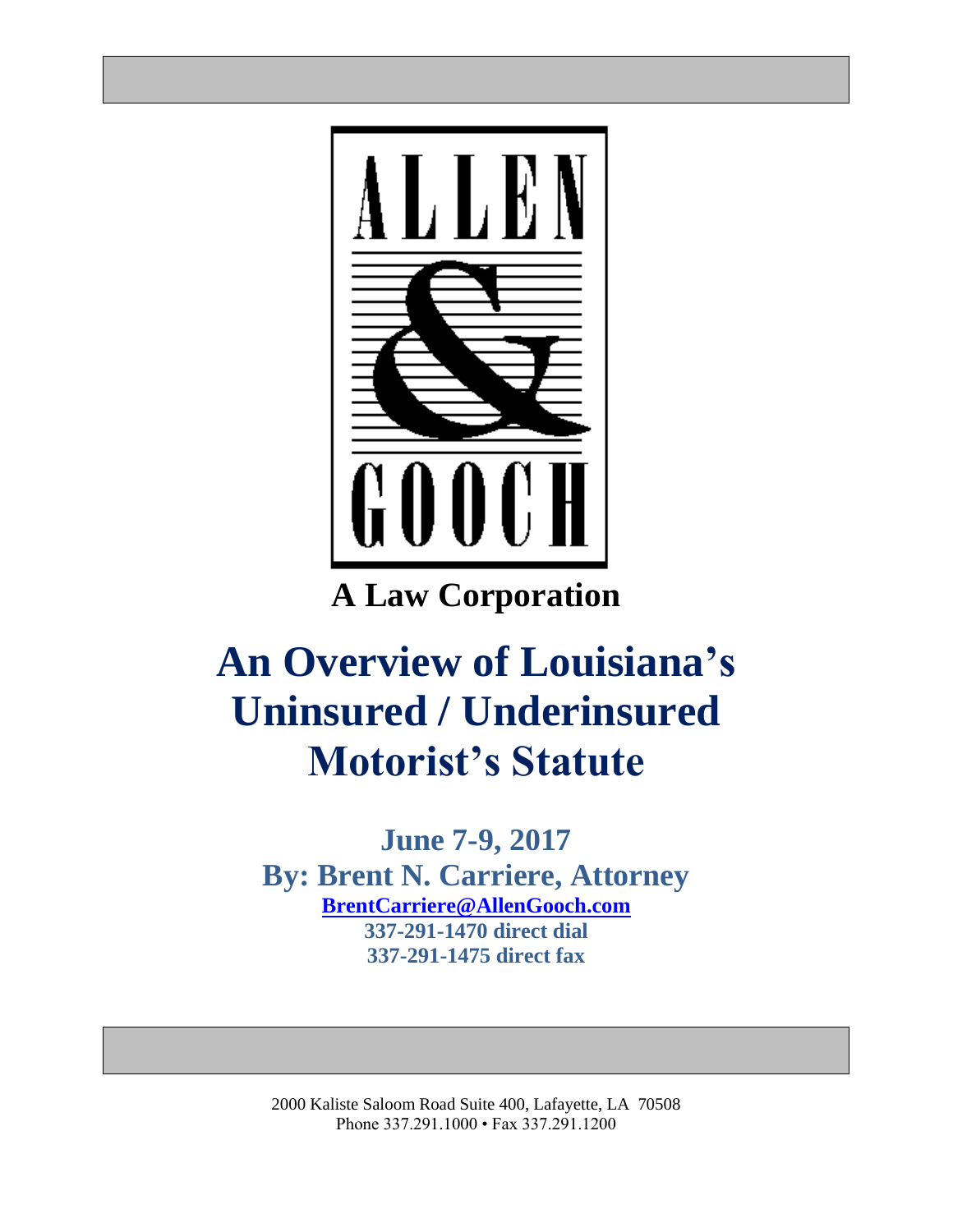**ALLEN & GOOCH**

**A Law Corporation**

# An Overview of Louisiana's Uninsured / Underinsured Motorist's Statute

**June 7-9, 2017**

**By: Brent N. Carriere, Attorney**

**BrentCarriere@AllenGooch.com**

**337-291-1470 direct dial**

**337-291-1475 direct fax**

2000 Kaliste Saloom Road Suite 400, Lafayette, LA 70508
Phone 337.291.1000 • Fax 337.291.1200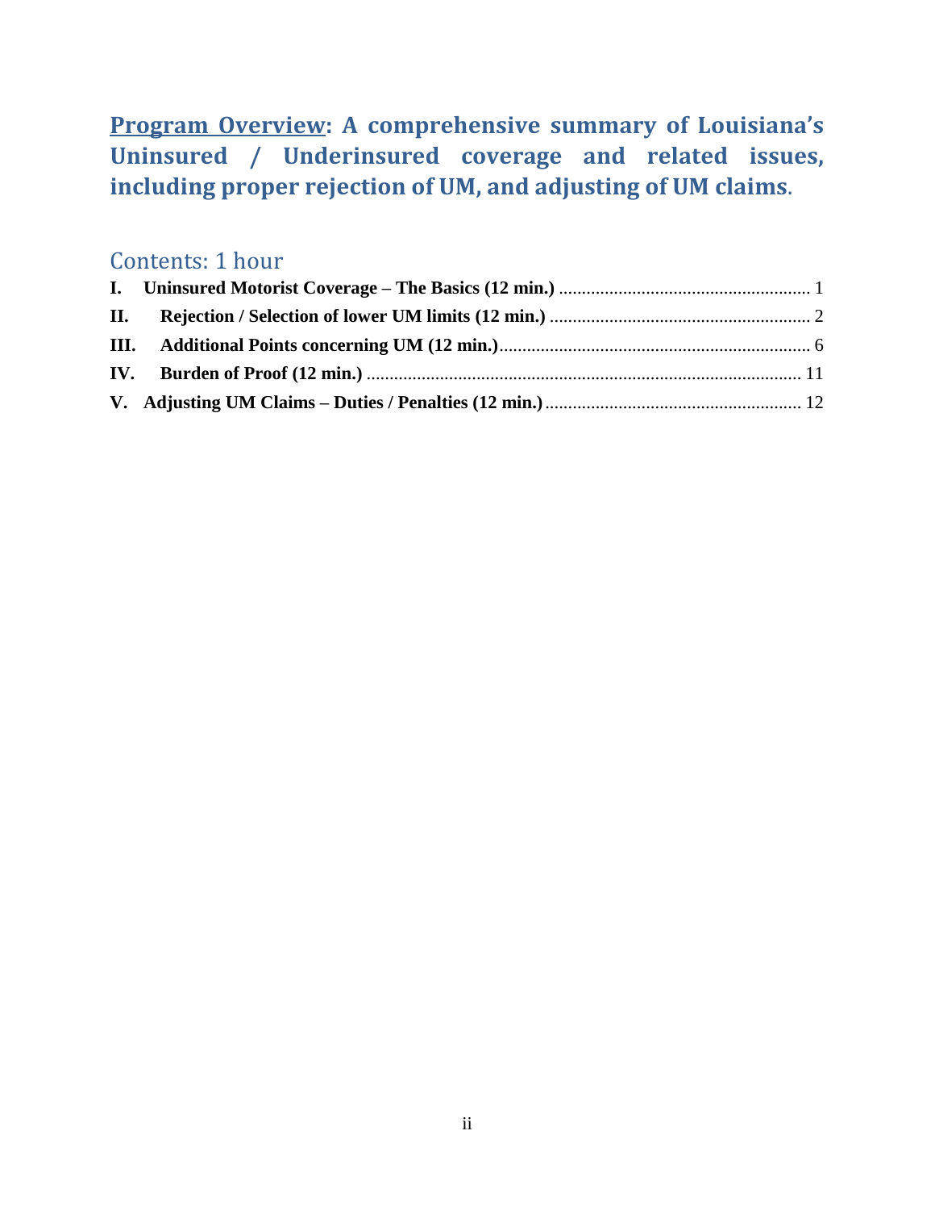**Program Overview: A comprehensive summary of Louisiana's Uninsured / Underinsured coverage and related issues, including proper rejection of UM, and adjusting of UM claims.**

## Contents: 1 hour

**I. Uninsured Motorist Coverage – The Basics (12 min.)** ........ 1

**II. Rejection / Selection of lower UM limits (12 min.)** ........ 2

**III. Additional Points concerning UM (12 min.)** ........ 6

**IV. Burden of Proof (12 min.)** ........ 11

**V. Adjusting UM Claims – Duties / Penalties (12 min.)** ........ 12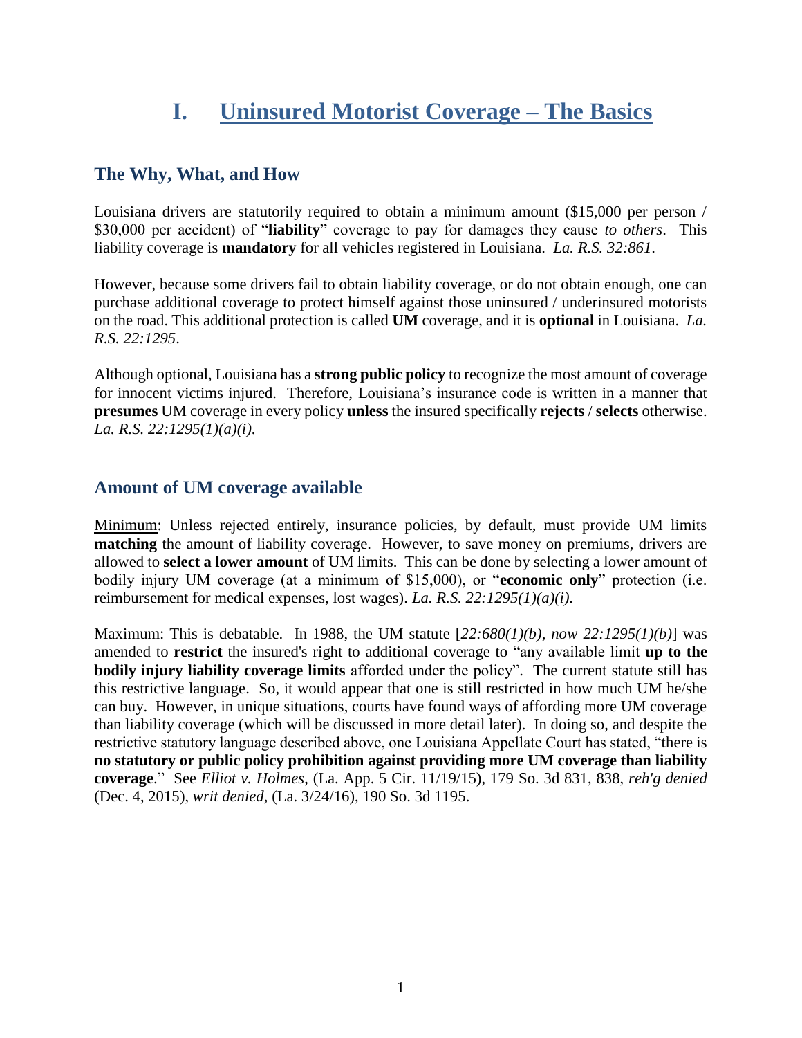# I. Uninsured Motorist Coverage – The Basics

## The Why, What, and How

Louisiana drivers are statutorily required to obtain a minimum amount ($15,000 per person / $30,000 per accident) of "**liability**" coverage to pay for damages they cause *to others*. This liability coverage is **mandatory** for all vehicles registered in Louisiana. *La. R.S. 32:861*.

However, because some drivers fail to obtain liability coverage, or do not obtain enough, one can purchase additional coverage to protect himself against those uninsured / underinsured motorists on the road. This additional protection is called **UM** coverage, and it is **optional** in Louisiana. *La. R.S. 22:1295*.

Although optional, Louisiana has a **strong public policy** to recognize the most amount of coverage for innocent victims injured. Therefore, Louisiana's insurance code is written in a manner that **presumes** UM coverage in every policy **unless** the insured specifically **rejects** / **selects** otherwise. *La. R.S. 22:1295(1)(a)(i).*

## Amount of UM coverage available

Minimum: Unless rejected entirely, insurance policies, by default, must provide UM limits **matching** the amount of liability coverage. However, to save money on premiums, drivers are allowed to **select a lower amount** of UM limits. This can be done by selecting a lower amount of bodily injury UM coverage (at a minimum of $15,000), or "**economic only**" protection (i.e. reimbursement for medical expenses, lost wages). *La. R.S. 22:1295(1)(a)(i).*

Maximum: This is debatable. In 1988, the UM statute [*22:680(1)(b), now 22:1295(1)(b)*] was amended to **restrict** the insured's right to additional coverage to "any available limit **up to the bodily injury liability coverage limits** afforded under the policy". The current statute still has this restrictive language. So, it would appear that one is still restricted in how much UM he/she can buy. However, in unique situations, courts have found ways of affording more UM coverage than liability coverage (which will be discussed in more detail later). In doing so, and despite the restrictive statutory language described above, one Louisiana Appellate Court has stated, "there is **no statutory or public policy prohibition against providing more UM coverage than liability coverage**." See *Elliot v. Holmes*, (La. App. 5 Cir. 11/19/15), 179 So. 3d 831, 838, *reh'g denied* (Dec. 4, 2015), *writ denied*, (La. 3/24/16), 190 So. 3d 1195.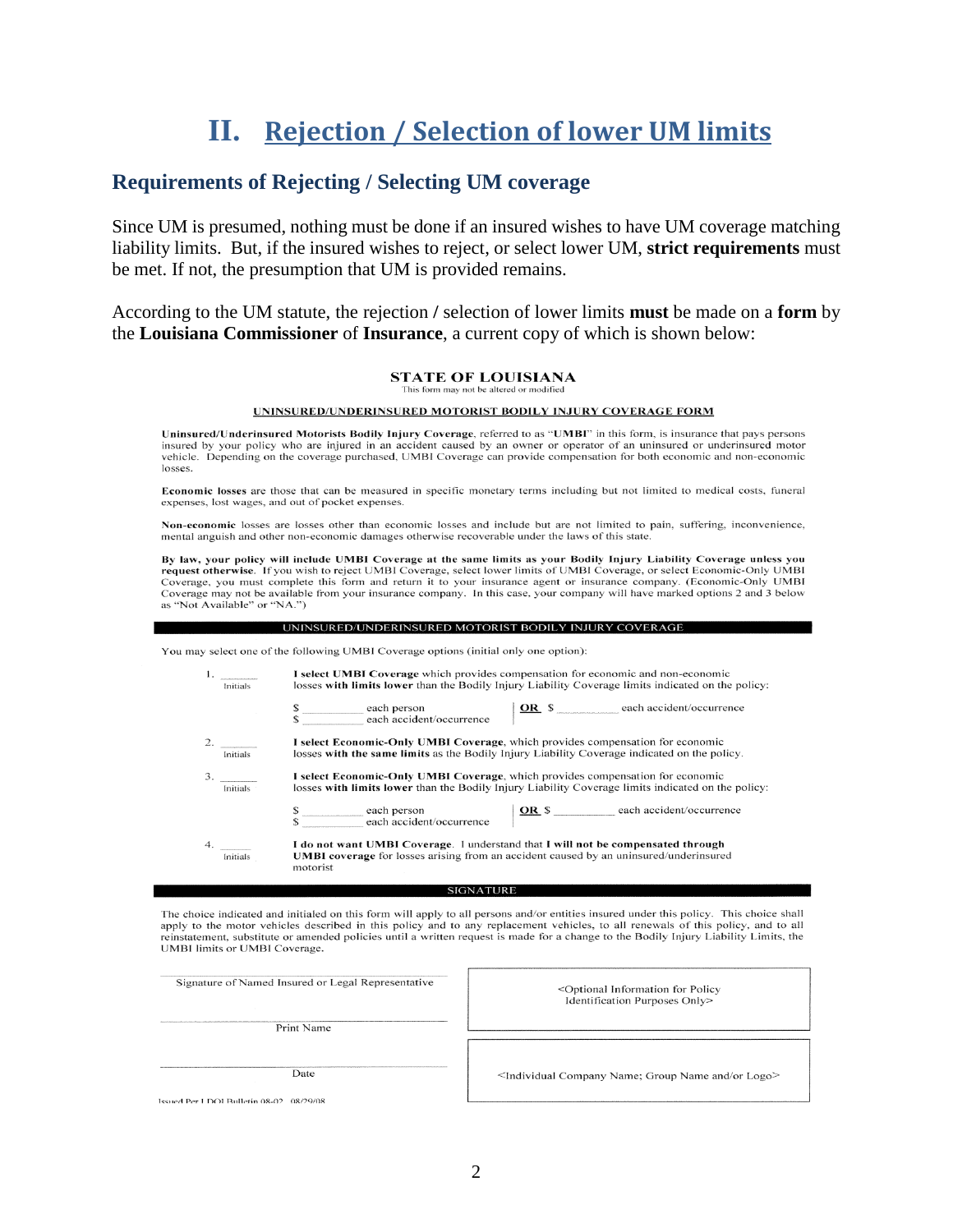# II. Rejection / Selection of lower UM limits

## Requirements of Rejecting / Selecting UM coverage

Since UM is presumed, nothing must be done if an insured wishes to have UM coverage matching liability limits. But, if the insured wishes to reject, or select lower UM, **strict requirements** must be met. If not, the presumption that UM is provided remains.

According to the UM statute, the rejection / selection of lower limits **must** be made on a **form** by the **Louisiana Commissioner** of **Insurance**, a current copy of which is shown below:

**STATE OF LOUISIANA**

This form may not be altered or modified

**UNINSURED/UNDERINSURED MOTORIST BODILY INJURY COVERAGE FORM**

**Uninsured/Underinsured Motorists Bodily Injury Coverage**, referred to as "**UMBI**" in this form, is insurance that pays persons insured by your policy who are injured in an accident caused by an owner or operator of an uninsured or underinsured motor vehicle. Depending on the coverage purchased, UMBI Coverage can provide compensation for both economic and non-economic losses.

**Economic losses** are those that can be measured in specific monetary terms including but not limited to medical costs, funeral expenses, lost wages, and out of pocket expenses.

**Non-economic** losses are losses other than economic losses and include but are not limited to pain, suffering, inconvenience, mental anguish and other non-economic damages otherwise recoverable under the laws of this state.

**By law, your policy will include UMBI Coverage at the same limits as your Bodily Injury Liability Coverage unless you request otherwise.** If you wish to reject UMBI Coverage, select lower limits of UMBI Coverage, or select Economic-Only UMBI Coverage, you must complete this form and return it to your insurance agent or insurance company. (Economic-Only UMBI Coverage may not be available from your insurance company. In this case, your company will have marked options 2 and 3 below as "Not Available" or "NA.")

**UNINSURED/UNDERINSURED MOTORIST BODILY INJURY COVERAGE**

You may select one of the following UMBI Coverage options (initial only one option):

1. _______ Initials — **I select UMBI Coverage** which provides compensation for economic and non-economic losses **with limits lower** than the Bodily Injury Liability Coverage limits indicated on the policy:

   $ _________ each person  
   $ _________ each accident/occurrence  
   **OR** $ _________ each accident/occurrence

2. _______ Initials — **I select Economic-Only UMBI Coverage**, which provides compensation for economic losses **with the same limits** as the Bodily Injury Liability Coverage indicated on the policy.

3. _______ Initials — **I select Economic-Only UMBI Coverage**, which provides compensation for economic losses **with limits lower** than the Bodily Injury Liability Coverage limits indicated on the policy:

   $ _________ each person  
   $ _________ each accident/occurrence  
   **OR** $ _________ each accident/occurrence

4. _______ Initials — **I do not want UMBI Coverage**. I understand that **I will not be compensated through UMBI coverage** for losses arising from an accident caused by an uninsured/underinsured motorist

**SIGNATURE**

The choice indicated and initialed on this form will apply to all persons and/or entities insured under this policy. This choice shall apply to the motor vehicles described in this policy and to any replacement vehicles, to all renewals of this policy, and to all reinstatement, substitute or amended policies until a written request is made for a change to the Bodily Injury Liability Limits, the UMBI limits or UMBI Coverage.

_______________________________  
Signature of Named Insured or Legal Representative

_______________________________  
Print Name

_______________________________  
Date

<Optional Information for Policy Identification Purposes Only>

<Individual Company Name; Group Name and/or Logo>

Issued Per LDOI Bulletin 08-02 08/29/08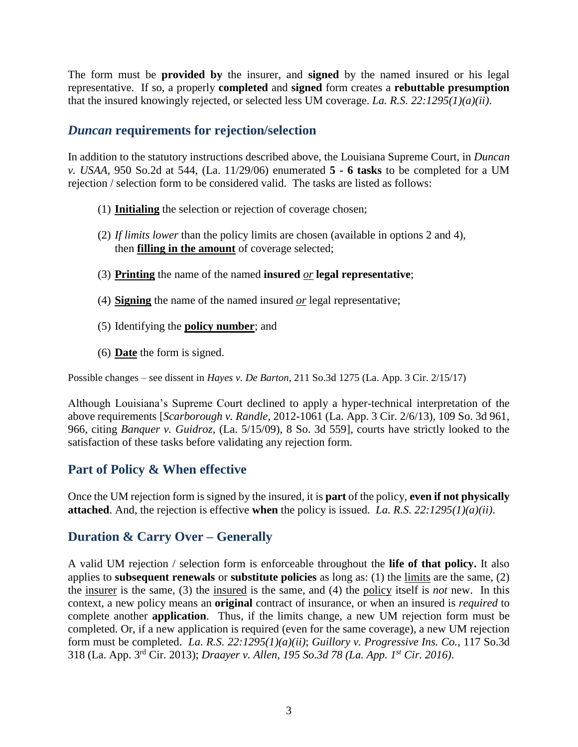The form must be **provided by** the insurer, and **signed** by the named insured or his legal representative. If so, a properly **completed** and **signed** form creates a **rebuttable presumption** that the insured knowingly rejected, or selected less UM coverage. *La. R.S. 22:1295(1)(a)(ii).*

## *Duncan* requirements for rejection/selection

In addition to the statutory instructions described above, the Louisiana Supreme Court, in *Duncan v. USAA*, 950 So.2d at 544, (La. 11/29/06) enumerated **5 - 6 tasks** to be completed for a UM rejection / selection form to be considered valid. The tasks are listed as follows:

(1) **<u>Initialing</u>** the selection or rejection of coverage chosen;

(2) *If limits lower* than the policy limits are chosen (available in options 2 and 4), then **<u>filling in the amount</u>** of coverage selected;

(3) **<u>Printing</u>** the name of the named **insured** ***<u>or</u>*** **legal representative**;

(4) **<u>Signing</u>** the name of the named insured ***<u>or</u>*** legal representative;

(5) Identifying the **<u>policy number</u>**; and

(6) **<u>Date</u>** the form is signed.

Possible changes – see dissent in *Hayes v. De Barton*, 211 So.3d 1275 (La. App. 3 Cir. 2/15/17)

Although Louisiana's Supreme Court declined to apply a hyper-technical interpretation of the above requirements [*Scarborough v. Randle*, 2012-1061 (La. App. 3 Cir. 2/6/13), 109 So. 3d 961, 966, citing *Banquer v. Guidroz*, (La. 5/15/09), 8 So. 3d 559], courts have strictly looked to the satisfaction of these tasks before validating any rejection form.

## Part of Policy & When effective

Once the UM rejection form is signed by the insured, it is **part** of the policy, **even if not physically attached**. And, the rejection is effective **when** the policy is issued. *La. R.S. 22:1295(1)(a)(ii).*

## Duration & Carry Over – Generally

A valid UM rejection / selection form is enforceable throughout the **life of that policy.** It also applies to **subsequent renewals** or **substitute policies** as long as: (1) the <u>limits</u> are the same, (2) the <u>insurer</u> is the same, (3) the <u>insured</u> is the same, and (4) the <u>policy</u> itself is *not* new. In this context, a new policy means an **original** contract of insurance, or when an insured is *required* to complete another **application**. Thus, if the limits change, a new UM rejection form must be completed. Or, if a new application is required (even for the same coverage), a new UM rejection form must be completed. *La. R.S. 22:1295(1)(a)(ii)*; *Guillory v. Progressive Ins. Co.*, 117 So.3d 318 (La. App. 3rd Cir. 2013); *Draayer v. Allen, 195 So.3d 78 (La. App. 1st Cir. 2016)*.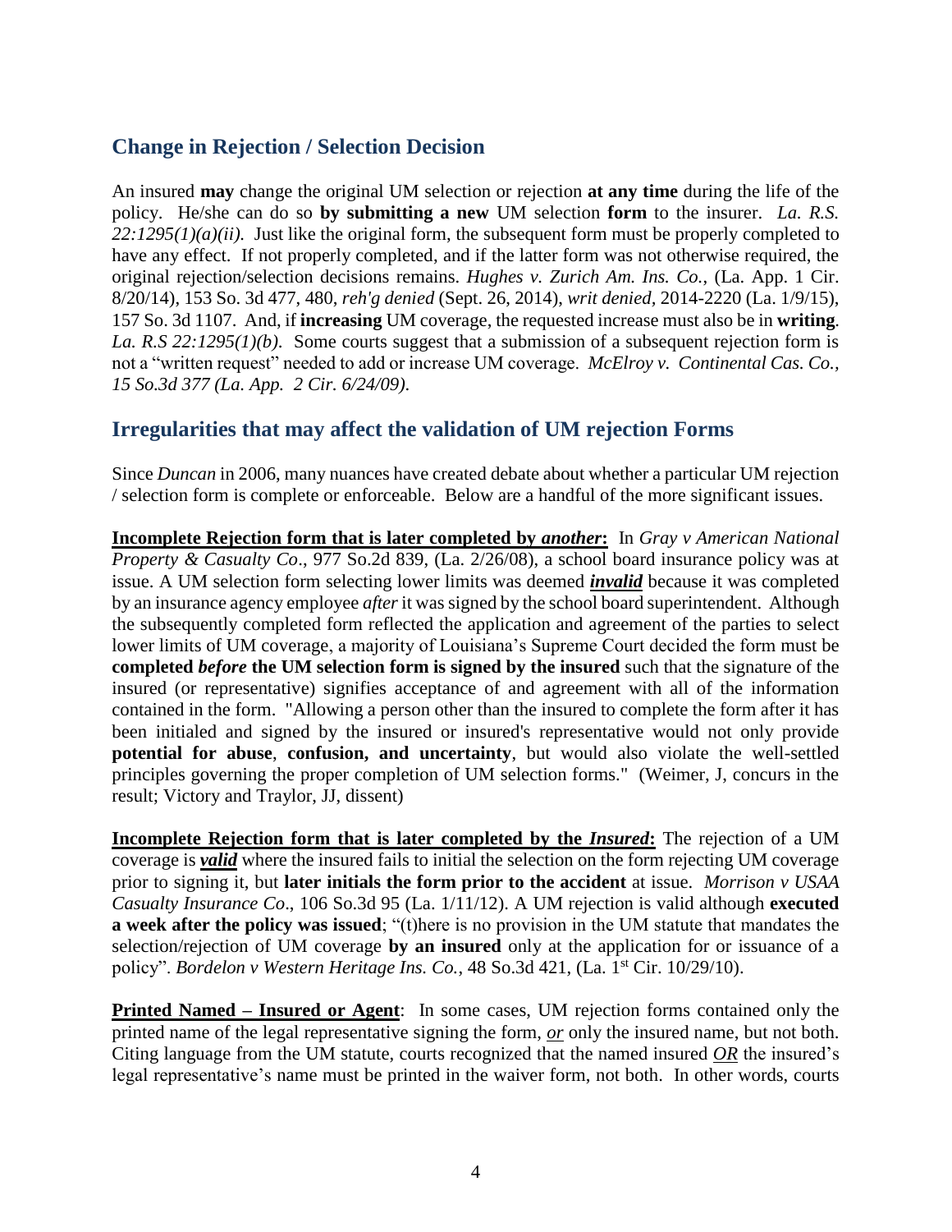## Change in Rejection / Selection Decision

An insured **may** change the original UM selection or rejection **at any time** during the life of the policy. He/she can do so **by submitting a new** UM selection **form** to the insurer. *La. R.S. 22:1295(1)(a)(ii).* Just like the original form, the subsequent form must be properly completed to have any effect. If not properly completed, and if the latter form was not otherwise required, the original rejection/selection decisions remains. *Hughes v. Zurich Am. Ins. Co.*, (La. App. 1 Cir. 8/20/14), 153 So. 3d 477, 480, *reh'g denied* (Sept. 26, 2014), *writ denied*, 2014-2220 (La. 1/9/15), 157 So. 3d 1107. And, if **increasing** UM coverage, the requested increase must also be in **writing**. *La. R.S 22:1295(1)(b).* Some courts suggest that a submission of a subsequent rejection form is not a "written request" needed to add or increase UM coverage. *McElroy v. Continental Cas. Co., 15 So.3d 377 (La. App. 2 Cir. 6/24/09).*

## Irregularities that may affect the validation of UM rejection Forms

Since *Duncan* in 2006, many nuances have created debate about whether a particular UM rejection / selection form is complete or enforceable. Below are a handful of the more significant issues.

**Incomplete Rejection form that is later completed by *another*:** In *Gray v American National Property & Casualty Co*., 977 So.2d 839, (La. 2/26/08), a school board insurance policy was at issue. A UM selection form selecting lower limits was deemed ***invalid*** because it was completed by an insurance agency employee *after* it was signed by the school board superintendent. Although the subsequently completed form reflected the application and agreement of the parties to select lower limits of UM coverage, a majority of Louisiana's Supreme Court decided the form must be **completed *before* the UM selection form is signed by the insured** such that the signature of the insured (or representative) signifies acceptance of and agreement with all of the information contained in the form. "Allowing a person other than the insured to complete the form after it has been initialed and signed by the insured or insured's representative would not only provide **potential for abuse**, **confusion, and uncertainty**, but would also violate the well-settled principles governing the proper completion of UM selection forms." (Weimer, J, concurs in the result; Victory and Traylor, JJ, dissent)

**Incomplete Rejection form that is later completed by the *Insured*:** The rejection of a UM coverage is ***valid*** where the insured fails to initial the selection on the form rejecting UM coverage prior to signing it, but **later initials the form prior to the accident** at issue. *Morrison v USAA Casualty Insurance Co*., 106 So.3d 95 (La. 1/11/12). A UM rejection is valid although **executed a week after the policy was issued**; "(t)here is no provision in the UM statute that mandates the selection/rejection of UM coverage **by an insured** only at the application for or issuance of a policy". *Bordelon v Western Heritage Ins. Co.*, 48 So.3d 421, (La. 1st Cir. 10/29/10).

**Printed Named – Insured or Agent**: In some cases, UM rejection forms contained only the printed name of the legal representative signing the form, *or* only the insured name, but not both. Citing language from the UM statute, courts recognized that the named insured ***OR*** the insured's legal representative's name must be printed in the waiver form, not both. In other words, courts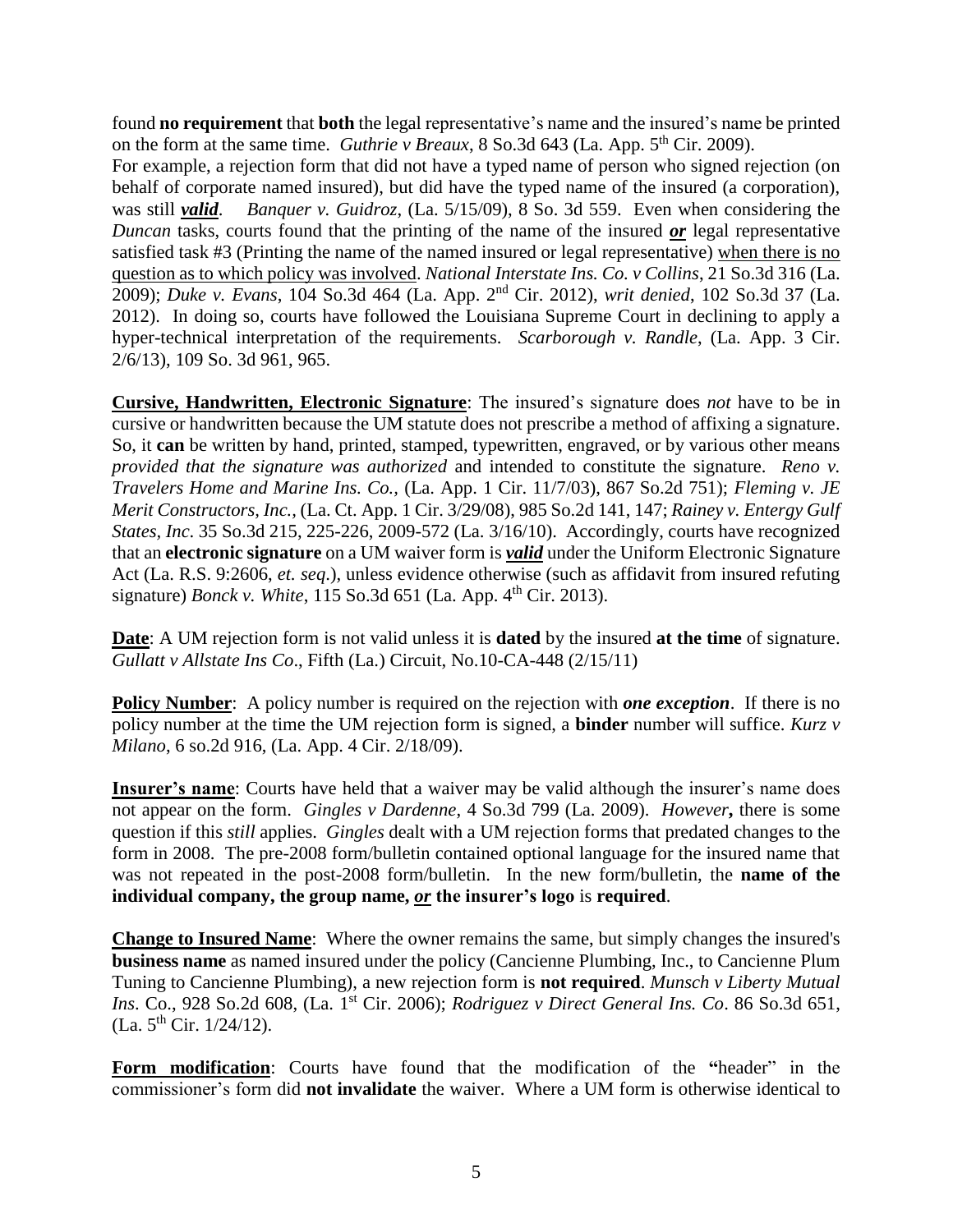found **no requirement** that **both** the legal representative's name and the insured's name be printed on the form at the same time. *Guthrie v Breaux*, 8 So.3d 643 (La. App. 5th Cir. 2009).

For example, a rejection form that did not have a typed name of person who signed rejection (on behalf of corporate named insured), but did have the typed name of the insured (a corporation), was still ***valid***. *Banquer v. Guidroz*, (La. 5/15/09), 8 So. 3d 559. Even when considering the *Duncan* tasks, courts found that the printing of the name of the insured ***or*** legal representative satisfied task #3 (Printing the name of the named insured or legal representative) when there is no question as to which policy was involved. *National Interstate Ins. Co. v Collins*, 21 So.3d 316 (La. 2009); *Duke v. Evans*, 104 So.3d 464 (La. App. 2nd Cir. 2012), *writ denied*, 102 So.3d 37 (La. 2012). In doing so, courts have followed the Louisiana Supreme Court in declining to apply a hyper-technical interpretation of the requirements. *Scarborough v. Randle*, (La. App. 3 Cir. 2/6/13), 109 So. 3d 961, 965.

**Cursive, Handwritten, Electronic Signature**: The insured's signature does *not* have to be in cursive or handwritten because the UM statute does not prescribe a method of affixing a signature. So, it **can** be written by hand, printed, stamped, typewritten, engraved, or by various other means *provided that the signature was authorized* and intended to constitute the signature. *Reno v. Travelers Home and Marine Ins. Co.*, (La. App. 1 Cir. 11/7/03), 867 So.2d 751); *Fleming v. JE Merit Constructors, Inc.*, (La. Ct. App. 1 Cir. 3/29/08), 985 So.2d 141, 147; *Rainey v. Entergy Gulf States, Inc.* 35 So.3d 215, 225-226, 2009-572 (La. 3/16/10). Accordingly, courts have recognized that an **electronic signature** on a UM waiver form is ***valid*** under the Uniform Electronic Signature Act (La. R.S. 9:2606, *et. seq.*), unless evidence otherwise (such as affidavit from insured refuting signature) *Bonck v. White*, 115 So.3d 651 (La. App. 4th Cir. 2013).

**Date**: A UM rejection form is not valid unless it is **dated** by the insured **at the time** of signature. *Gullatt v Allstate Ins Co*., Fifth (La.) Circuit, No.10-CA-448 (2/15/11)

**Policy Number**: A policy number is required on the rejection with ***one exception***. If there is no policy number at the time the UM rejection form is signed, a **binder** number will suffice. *Kurz v Milano*, 6 so.2d 916, (La. App. 4 Cir. 2/18/09).

**Insurer's name**: Courts have held that a waiver may be valid although the insurer's name does not appear on the form. *Gingles v Dardenne*, 4 So.3d 799 (La. 2009). ***However*****,** there is some question if this *still* applies. *Gingles* dealt with a UM rejection forms that predated changes to the form in 2008. The pre-2008 form/bulletin contained optional language for the insured name that was not repeated in the post-2008 form/bulletin. In the new form/bulletin, the **name of the individual company, the group name, *or* the insurer's logo** is **required**.

**Change to Insured Name**: Where the owner remains the same, but simply changes the insured's **business name** as named insured under the policy (Cancienne Plumbing, Inc., to Cancienne Plum Tuning to Cancienne Plumbing), a new rejection form is **not required**. *Munsch v Liberty Mutual Ins*. Co., 928 So.2d 608, (La. 1st Cir. 2006); *Rodriguez v Direct General Ins. Co*. 86 So.3d 651, (La. 5th Cir. 1/24/12).

**Form modification**: Courts have found that the modification of the **"**header" in the commissioner's form did **not invalidate** the waiver. Where a UM form is otherwise identical to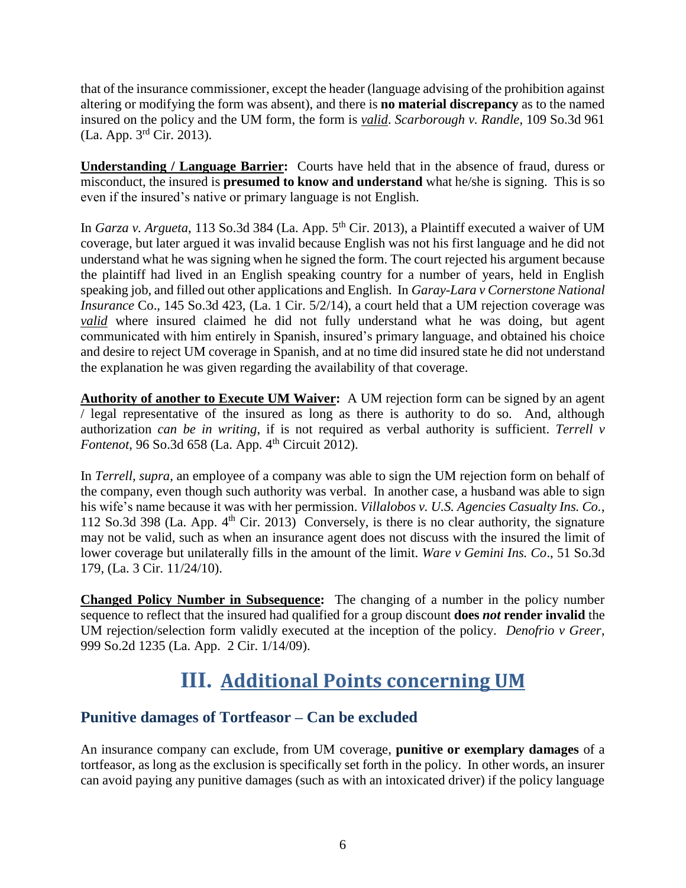that of the insurance commissioner, except the header (language advising of the prohibition against altering or modifying the form was absent), and there is **no material discrepancy** as to the named insured on the policy and the UM form, the form is ***valid***. *Scarborough v. Randle,* 109 So.3d 961 (La. App. 3rd Cir. 2013).

**Understanding / Language Barrier:** Courts have held that in the absence of fraud, duress or misconduct, the insured is **presumed to know and understand** what he/she is signing. This is so even if the insured's native or primary language is not English.

In *Garza v. Argueta*, 113 So.3d 384 (La. App. 5th Cir. 2013), a Plaintiff executed a waiver of UM coverage, but later argued it was invalid because English was not his first language and he did not understand what he was signing when he signed the form. The court rejected his argument because the plaintiff had lived in an English speaking country for a number of years, held in English speaking job, and filled out other applications and English. In *Garay-Lara v Cornerstone National Insurance* Co., 145 So.3d 423, (La. 1 Cir. 5/2/14), a court held that a UM rejection coverage was ***valid*** where insured claimed he did not fully understand what he was doing, but agent communicated with him entirely in Spanish, insured's primary language, and obtained his choice and desire to reject UM coverage in Spanish, and at no time did insured state he did not understand the explanation he was given regarding the availability of that coverage.

**Authority of another to Execute UM Waiver:** A UM rejection form can be signed by an agent / legal representative of the insured as long as there is authority to do so. And, although authorization *can be in writing*, if is not required as verbal authority is sufficient. *Terrell v Fontenot*, 96 So.3d 658 (La. App. 4th Circuit 2012).

In *Terrell, supra*, an employee of a company was able to sign the UM rejection form on behalf of the company, even though such authority was verbal. In another case, a husband was able to sign his wife's name because it was with her permission. *Villalobos v. U.S. Agencies Casualty Ins. Co.*, 112 So.3d 398 (La. App. 4th Cir. 2013) Conversely, is there is no clear authority, the signature may not be valid, such as when an insurance agent does not discuss with the insured the limit of lower coverage but unilaterally fills in the amount of the limit. *Ware v Gemini Ins. Co*., 51 So.3d 179, (La. 3 Cir. 11/24/10).

**Changed Policy Number in Subsequence:** The changing of a number in the policy number sequence to reflect that the insured had qualified for a group discount **does *not* render invalid** the UM rejection/selection form validly executed at the inception of the policy. *Denofrio v Greer*, 999 So.2d 1235 (La. App. 2 Cir. 1/14/09).

# III. Additional Points concerning UM

## Punitive damages of Tortfeasor – Can be excluded

An insurance company can exclude, from UM coverage, **punitive or exemplary damages** of a tortfeasor, as long as the exclusion is specifically set forth in the policy. In other words, an insurer can avoid paying any punitive damages (such as with an intoxicated driver) if the policy language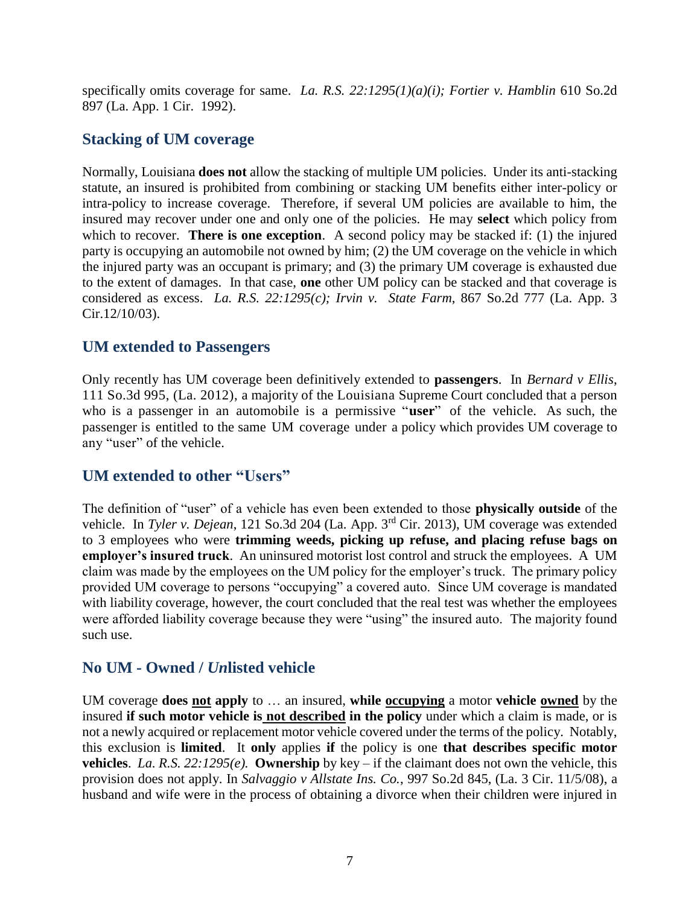specifically omits coverage for same. *La. R.S. 22:1295(1)(a)(i); Fortier v. Hamblin* 610 So.2d 897 (La. App. 1 Cir. 1992).

## Stacking of UM coverage

Normally, Louisiana **does not** allow the stacking of multiple UM policies. Under its anti-stacking statute, an insured is prohibited from combining or stacking UM benefits either inter-policy or intra-policy to increase coverage. Therefore, if several UM policies are available to him, the insured may recover under one and only one of the policies. He may **select** which policy from which to recover. **There is one exception**. A second policy may be stacked if: (1) the injured party is occupying an automobile not owned by him; (2) the UM coverage on the vehicle in which the injured party was an occupant is primary; and (3) the primary UM coverage is exhausted due to the extent of damages. In that case, **one** other UM policy can be stacked and that coverage is considered as excess. *La. R.S. 22:1295(c); Irvin v. State Farm*, 867 So.2d 777 (La. App. 3 Cir.12/10/03).

## UM extended to Passengers

Only recently has UM coverage been definitively extended to **passengers**. In *Bernard v Ellis*, 111 So.3d 995, (La. 2012), a majority of the Louisiana Supreme Court concluded that a person who is a passenger in an automobile is a permissive "**user**" of the vehicle. As such, the passenger is entitled to the same UM coverage under a policy which provides UM coverage to any "user" of the vehicle.

## UM extended to other "Users"

The definition of "user" of a vehicle has even been extended to those **physically outside** of the vehicle. In *Tyler v. Dejean*, 121 So.3d 204 (La. App. 3rd Cir. 2013), UM coverage was extended to 3 employees who were **trimming weeds, picking up refuse, and placing refuse bags on employer's insured truck**. An uninsured motorist lost control and struck the employees. A UM claim was made by the employees on the UM policy for the employer's truck. The primary policy provided UM coverage to persons "occupying" a covered auto. Since UM coverage is mandated with liability coverage, however, the court concluded that the real test was whether the employees were afforded liability coverage because they were "using" the insured auto. The majority found such use.

## No UM - Owned / *Un*listed vehicle

UM coverage **does <u>not</u> apply** to … an insured, **while <u>occupying</u>** a motor **vehicle <u>owned</u>** by the insured **if such motor vehicle is <u>not described</u> in the policy** under which a claim is made, or is not a newly acquired or replacement motor vehicle covered under the terms of the policy. Notably, this exclusion is **limited**. It **only** applies **if** the policy is one **that describes specific motor vehicles**. *La. R.S. 22:1295(e).* **Ownership** by key – if the claimant does not own the vehicle, this provision does not apply. In *Salvaggio v Allstate Ins. Co.*, 997 So.2d 845, (La. 3 Cir. 11/5/08), a husband and wife were in the process of obtaining a divorce when their children were injured in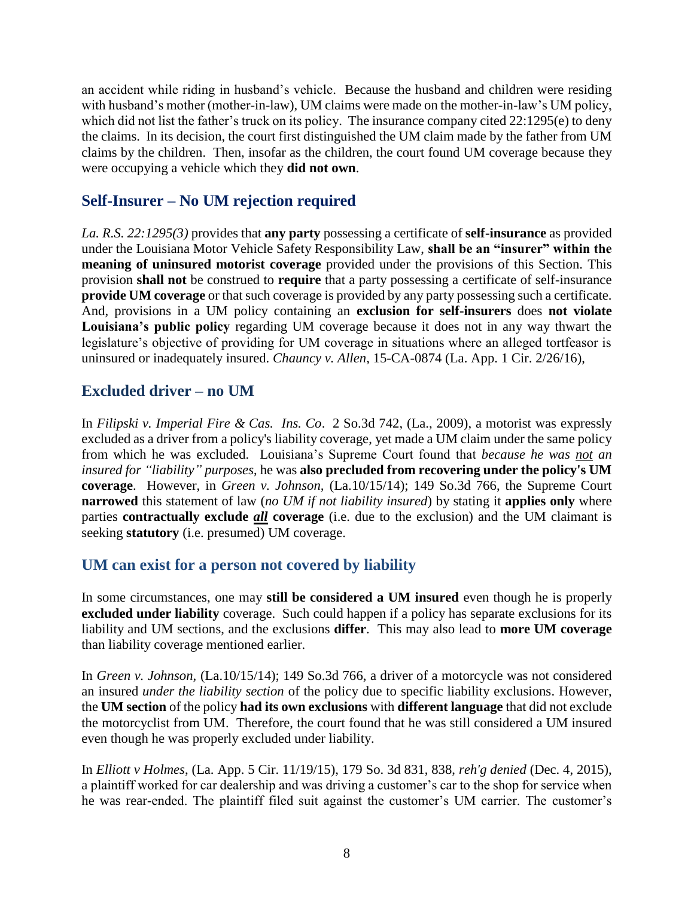an accident while riding in husband's vehicle. Because the husband and children were residing with husband's mother (mother-in-law), UM claims were made on the mother-in-law's UM policy, which did not list the father's truck on its policy. The insurance company cited 22:1295(e) to deny the claims. In its decision, the court first distinguished the UM claim made by the father from UM claims by the children. Then, insofar as the children, the court found UM coverage because they were occupying a vehicle which they **did not own**.

## Self-Insurer – No UM rejection required

*La. R.S. 22:1295(3)* provides that **any party** possessing a certificate of **self-insurance** as provided under the Louisiana Motor Vehicle Safety Responsibility Law, **shall be an "insurer" within the meaning of uninsured motorist coverage** provided under the provisions of this Section. This provision **shall not** be construed to **require** that a party possessing a certificate of self-insurance **provide UM coverage** or that such coverage is provided by any party possessing such a certificate. And, provisions in a UM policy containing an **exclusion for self-insurers** does **not violate Louisiana's public policy** regarding UM coverage because it does not in any way thwart the legislature's objective of providing for UM coverage in situations where an alleged tortfeasor is uninsured or inadequately insured. *Chauncy v. Allen*, 15-CA-0874 (La. App. 1 Cir. 2/26/16),

## Excluded driver – no UM

In *Filipski v. Imperial Fire & Cas. Ins. Co*. 2 So.3d 742, (La., 2009), a motorist was expressly excluded as a driver from a policy's liability coverage, yet made a UM claim under the same policy from which he was excluded. Louisiana's Supreme Court found that *because he was not an insured for "liability" purposes*, he was **also precluded from recovering under the policy's UM coverage**. However, in *Green v. Johnson,* (La.10/15/14); 149 So.3d 766, the Supreme Court **narrowed** this statement of law (*no UM if not liability insured*) by stating it **applies only** where parties **contractually exclude *all* coverage** (i.e. due to the exclusion) and the UM claimant is seeking **statutory** (i.e. presumed) UM coverage.

## UM can exist for a person not covered by liability

In some circumstances, one may **still be considered a UM insured** even though he is properly **excluded under liability** coverage. Such could happen if a policy has separate exclusions for its liability and UM sections, and the exclusions **differ**. This may also lead to **more UM coverage** than liability coverage mentioned earlier.

In *Green v. Johnson,* (La.10/15/14); 149 So.3d 766, a driver of a motorcycle was not considered an insured *under the liability section* of the policy due to specific liability exclusions. However, the **UM section** of the policy **had its own exclusions** with **different language** that did not exclude the motorcyclist from UM. Therefore, the court found that he was still considered a UM insured even though he was properly excluded under liability.

In *Elliott v Holmes*, (La. App. 5 Cir. 11/19/15), 179 So. 3d 831, 838, *reh'g denied* (Dec. 4, 2015), a plaintiff worked for car dealership and was driving a customer's car to the shop for service when he was rear-ended. The plaintiff filed suit against the customer's UM carrier. The customer's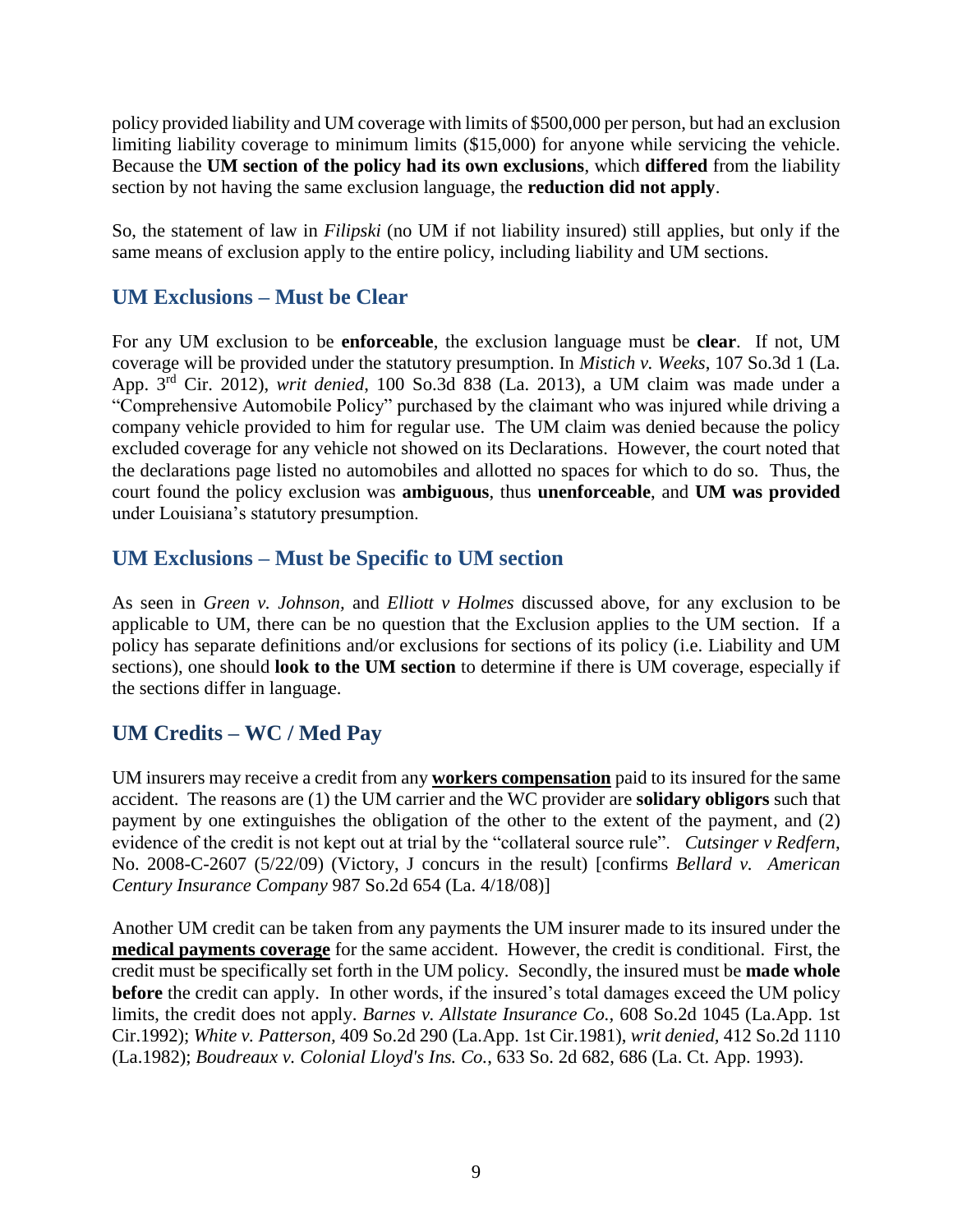policy provided liability and UM coverage with limits of $500,000 per person, but had an exclusion limiting liability coverage to minimum limits ($15,000) for anyone while servicing the vehicle. Because the **UM section of the policy had its own exclusions**, which **differed** from the liability section by not having the same exclusion language, the **reduction did not apply**.

So, the statement of law in *Filipski* (no UM if not liability insured) still applies, but only if the same means of exclusion apply to the entire policy, including liability and UM sections.

## UM Exclusions – Must be Clear

For any UM exclusion to be **enforceable**, the exclusion language must be **clear**. If not, UM coverage will be provided under the statutory presumption. In *Mistich v. Weeks*, 107 So.3d 1 (La. App. 3rd Cir. 2012), *writ denied*, 100 So.3d 838 (La. 2013), a UM claim was made under a "Comprehensive Automobile Policy" purchased by the claimant who was injured while driving a company vehicle provided to him for regular use. The UM claim was denied because the policy excluded coverage for any vehicle not showed on its Declarations. However, the court noted that the declarations page listed no automobiles and allotted no spaces for which to do so. Thus, the court found the policy exclusion was **ambiguous**, thus **unenforceable**, and **UM was provided** under Louisiana's statutory presumption.

## UM Exclusions – Must be Specific to UM section

As seen in *Green v. Johnson*, and *Elliott v Holmes* discussed above, for any exclusion to be applicable to UM, there can be no question that the Exclusion applies to the UM section. If a policy has separate definitions and/or exclusions for sections of its policy (i.e. Liability and UM sections), one should **look to the UM section** to determine if there is UM coverage, especially if the sections differ in language.

## UM Credits – WC / Med Pay

UM insurers may receive a credit from any **workers compensation** paid to its insured for the same accident. The reasons are (1) the UM carrier and the WC provider are **solidary obligors** such that payment by one extinguishes the obligation of the other to the extent of the payment, and (2) evidence of the credit is not kept out at trial by the "collateral source rule". *Cutsinger v Redfern*, No. 2008-C-2607 (5/22/09) (Victory, J concurs in the result) [confirms *Bellard v. American Century Insurance Company* 987 So.2d 654 (La. 4/18/08)]

Another UM credit can be taken from any payments the UM insurer made to its insured under the **medical payments coverage** for the same accident. However, the credit is conditional. First, the credit must be specifically set forth in the UM policy. Secondly, the insured must be **made whole before** the credit can apply. In other words, if the insured's total damages exceed the UM policy limits, the credit does not apply. *Barnes v. Allstate Insurance Co.*, 608 So.2d 1045 (La.App. 1st Cir.1992); *White v. Patterson*, 409 So.2d 290 (La.App. 1st Cir.1981), *writ denied*, 412 So.2d 1110 (La.1982); *Boudreaux v. Colonial Lloyd's Ins. Co.*, 633 So. 2d 682, 686 (La. Ct. App. 1993).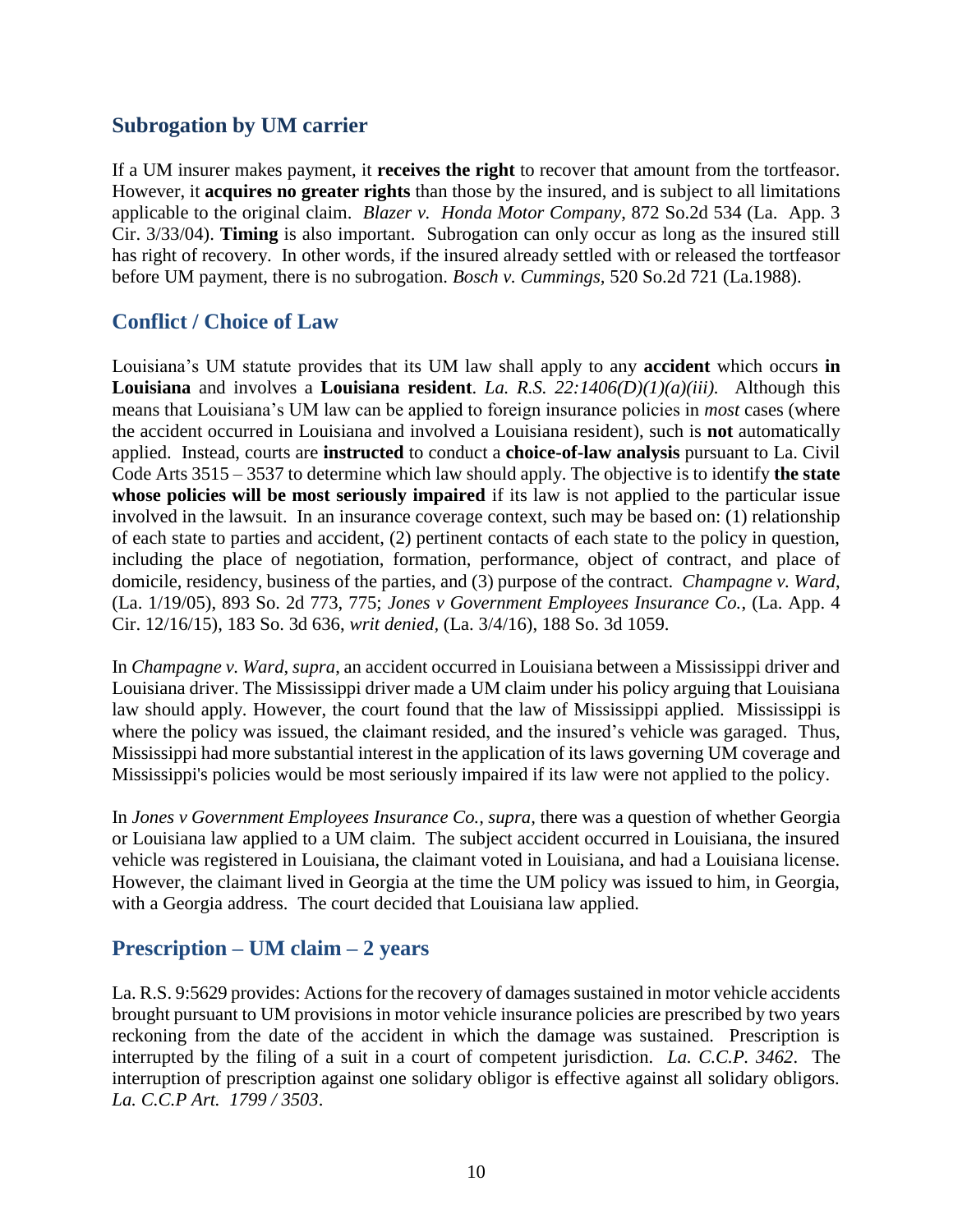## Subrogation by UM carrier

If a UM insurer makes payment, it **receives the right** to recover that amount from the tortfeasor. However, it **acquires no greater rights** than those by the insured, and is subject to all limitations applicable to the original claim. *Blazer v. Honda Motor Company*, 872 So.2d 534 (La. App. 3 Cir. 3/33/04). **Timing** is also important. Subrogation can only occur as long as the insured still has right of recovery. In other words, if the insured already settled with or released the tortfeasor before UM payment, there is no subrogation. *Bosch v. Cummings*, 520 So.2d 721 (La.1988).

## Conflict / Choice of Law

Louisiana's UM statute provides that its UM law shall apply to any **accident** which occurs **in Louisiana** and involves a **Louisiana resident**. *La. R.S. 22:1406(D)(1)(a)(iii).* Although this means that Louisiana's UM law can be applied to foreign insurance policies in *most* cases (where the accident occurred in Louisiana and involved a Louisiana resident), such is **not** automatically applied. Instead, courts are **instructed** to conduct a **choice-of-law analysis** pursuant to La. Civil Code Arts 3515 – 3537 to determine which law should apply. The objective is to identify **the state whose policies will be most seriously impaired** if its law is not applied to the particular issue involved in the lawsuit. In an insurance coverage context, such may be based on: (1) relationship of each state to parties and accident, (2) pertinent contacts of each state to the policy in question, including the place of negotiation, formation, performance, object of contract, and place of domicile, residency, business of the parties, and (3) purpose of the contract. *Champagne v. Ward*, (La. 1/19/05), 893 So. 2d 773, 775; *Jones v Government Employees Insurance Co.*, (La. App. 4 Cir. 12/16/15), 183 So. 3d 636, *writ denied*, (La. 3/4/16), 188 So. 3d 1059.

In *Champagne v. Ward, supra*, an accident occurred in Louisiana between a Mississippi driver and Louisiana driver. The Mississippi driver made a UM claim under his policy arguing that Louisiana law should apply. However, the court found that the law of Mississippi applied. Mississippi is where the policy was issued, the claimant resided, and the insured's vehicle was garaged. Thus, Mississippi had more substantial interest in the application of its laws governing UM coverage and Mississippi's policies would be most seriously impaired if its law were not applied to the policy.

In *Jones v Government Employees Insurance Co., supra,* there was a question of whether Georgia or Louisiana law applied to a UM claim. The subject accident occurred in Louisiana, the insured vehicle was registered in Louisiana, the claimant voted in Louisiana, and had a Louisiana license. However, the claimant lived in Georgia at the time the UM policy was issued to him, in Georgia, with a Georgia address. The court decided that Louisiana law applied.

## Prescription – UM claim – 2 years

La. R.S. 9:5629 provides: Actions for the recovery of damages sustained in motor vehicle accidents brought pursuant to UM provisions in motor vehicle insurance policies are prescribed by two years reckoning from the date of the accident in which the damage was sustained. Prescription is interrupted by the filing of a suit in a court of competent jurisdiction. *La. C.C.P. 3462*. The interruption of prescription against one solidary obligor is effective against all solidary obligors. *La. C.C.P Art. 1799 / 3503*.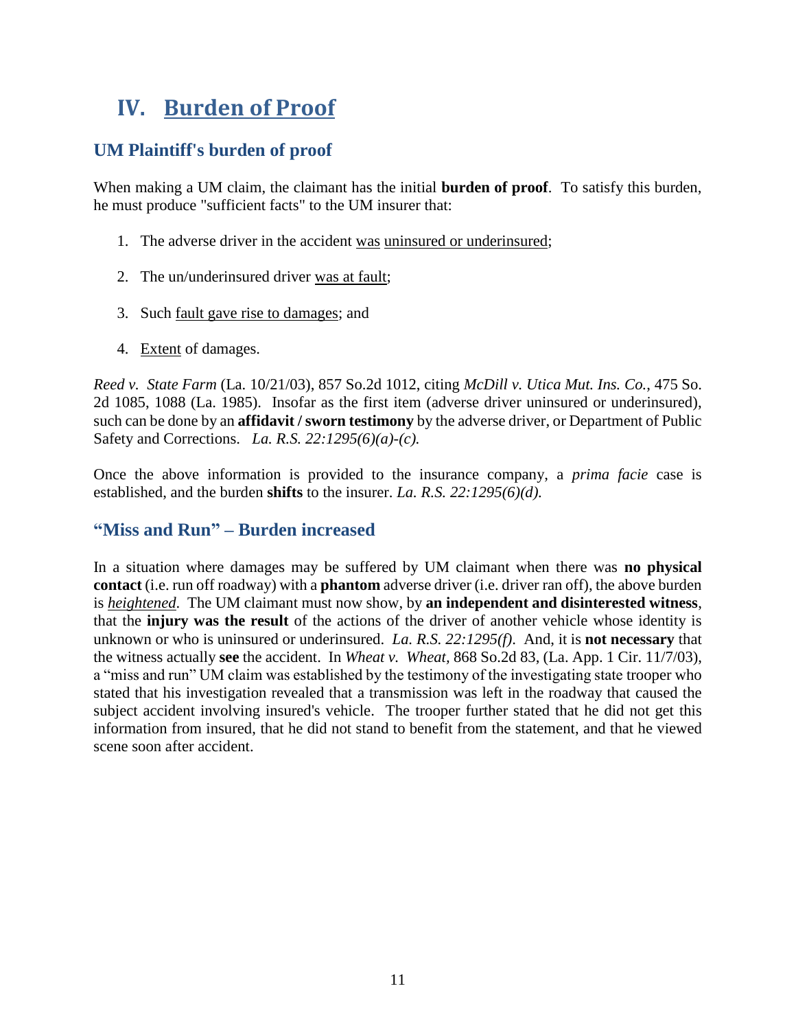# IV. Burden of Proof

## UM Plaintiff's burden of proof

When making a UM claim, the claimant has the initial **burden of proof**. To satisfy this burden, he must produce "sufficient facts" to the UM insurer that:

1. The adverse driver in the accident was uninsured or underinsured;
2. The un/underinsured driver was at fault;
3. Such fault gave rise to damages; and
4. Extent of damages.

*Reed v. State Farm* (La. 10/21/03), 857 So.2d 1012, citing *McDill v. Utica Mut. Ins. Co.*, 475 So. 2d 1085, 1088 (La. 1985). Insofar as the first item (adverse driver uninsured or underinsured), such can be done by an **affidavit / sworn testimony** by the adverse driver, or Department of Public Safety and Corrections. *La. R.S. 22:1295(6)(a)-(c).*

Once the above information is provided to the insurance company, a *prima facie* case is established, and the burden **shifts** to the insurer. *La. R.S. 22:1295(6)(d).*

## "Miss and Run" – Burden increased

In a situation where damages may be suffered by UM claimant when there was **no physical contact** (i.e. run off roadway) with a **phantom** adverse driver (i.e. driver ran off), the above burden is *heightened*. The UM claimant must now show, by **an independent and disinterested witness**, that the **injury was the result** of the actions of the driver of another vehicle whose identity is unknown or who is uninsured or underinsured. *La. R.S. 22:1295(f)*. And, it is **not necessary** that the witness actually **see** the accident. In *Wheat v. Wheat,* 868 So.2d 83, (La. App. 1 Cir. 11/7/03), a "miss and run" UM claim was established by the testimony of the investigating state trooper who stated that his investigation revealed that a transmission was left in the roadway that caused the subject accident involving insured's vehicle. The trooper further stated that he did not get this information from insured, that he did not stand to benefit from the statement, and that he viewed scene soon after accident.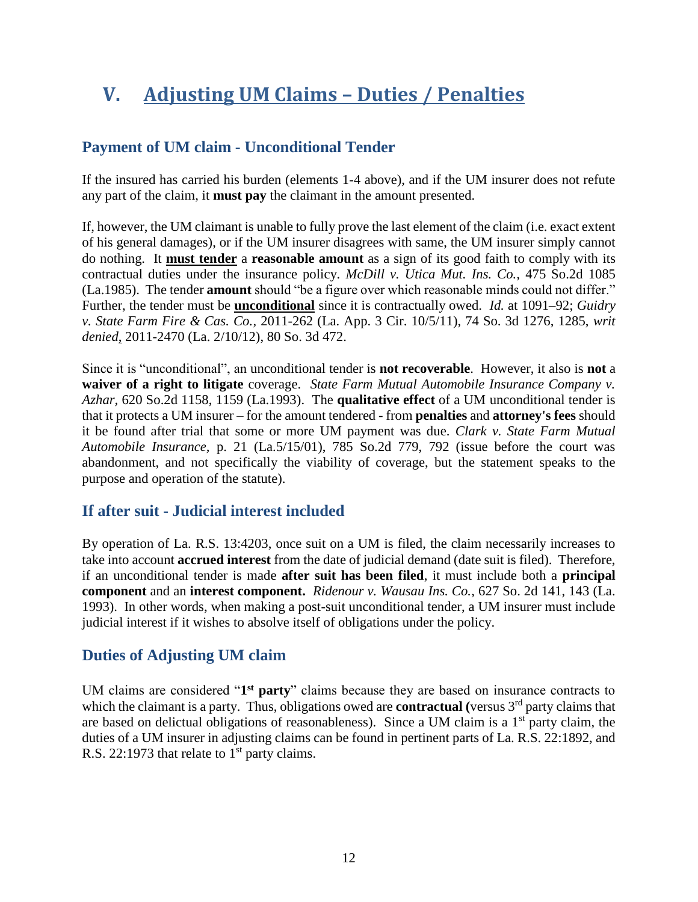# V. Adjusting UM Claims – Duties / Penalties

### Payment of UM claim - Unconditional Tender

If the insured has carried his burden (elements 1-4 above), and if the UM insurer does not refute any part of the claim, it **must pay** the claimant in the amount presented.

If, however, the UM claimant is unable to fully prove the last element of the claim (i.e. exact extent of his general damages), or if the UM insurer disagrees with same, the UM insurer simply cannot do nothing. It **must tender** a **reasonable amount** as a sign of its good faith to comply with its contractual duties under the insurance policy. *McDill v. Utica Mut. Ins. Co.,* 475 So.2d 1085 (La.1985). The tender **amount** should "be a figure over which reasonable minds could not differ." Further, the tender must be **unconditional** since it is contractually owed. *Id.* at 1091–92; *Guidry v. State Farm Fire & Cas. Co.*, 2011-262 (La. App. 3 Cir. 10/5/11), 74 So. 3d 1276, 1285, *writ denied*, 2011-2470 (La. 2/10/12), 80 So. 3d 472.

Since it is "unconditional", an unconditional tender is **not recoverable**. However, it also is **not** a **waiver of a right to litigate** coverage. *State Farm Mutual Automobile Insurance Company v. Azhar*, 620 So.2d 1158, 1159 (La.1993). The **qualitative effect** of a UM unconditional tender is that it protects a UM insurer – for the amount tendered - from **penalties** and **attorney's fees** should it be found after trial that some or more UM payment was due. *Clark v. State Farm Mutual Automobile Insurance*, p. 21 (La.5/15/01), 785 So.2d 779, 792 (issue before the court was abandonment, and not specifically the viability of coverage, but the statement speaks to the purpose and operation of the statute).

### If after suit - Judicial interest included

By operation of La. R.S. 13:4203, once suit on a UM is filed, the claim necessarily increases to take into account **accrued interest** from the date of judicial demand (date suit is filed). Therefore, if an unconditional tender is made **after suit has been filed**, it must include both a **principal component** and an **interest component.** *Ridenour v. Wausau Ins. Co.*, 627 So. 2d 141, 143 (La. 1993). In other words, when making a post-suit unconditional tender, a UM insurer must include judicial interest if it wishes to absolve itself of obligations under the policy.

### Duties of Adjusting UM claim

UM claims are considered "**1st party**" claims because they are based on insurance contracts to which the claimant is a party. Thus, obligations owed are **contractual (**versus 3rd party claims that are based on delictual obligations of reasonableness). Since a UM claim is a 1st party claim, the duties of a UM insurer in adjusting claims can be found in pertinent parts of La. R.S. 22:1892, and R.S. 22:1973 that relate to 1st party claims.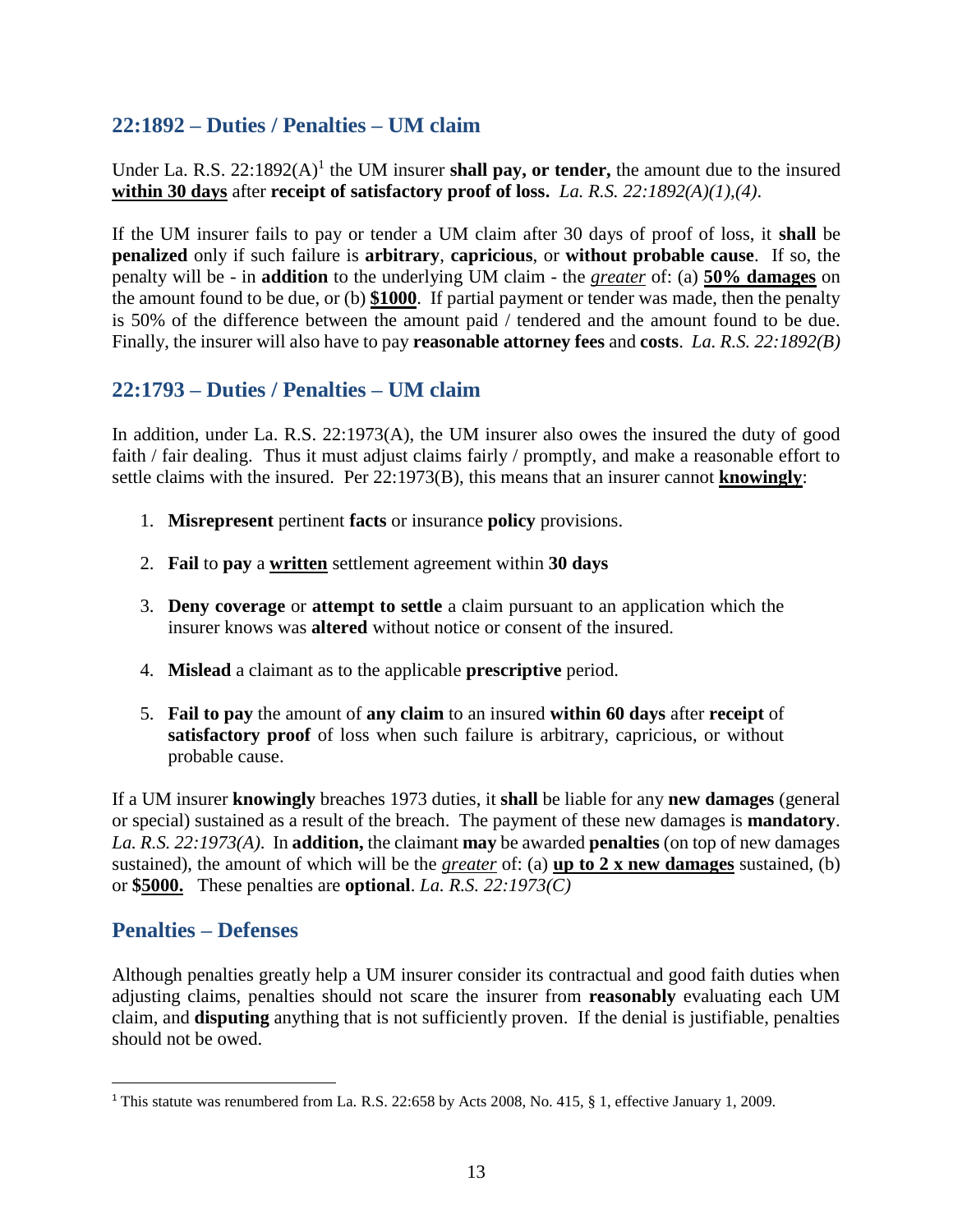## 22:1892 – Duties / Penalties – UM claim

Under La. R.S. 22:1892(A)[1] the UM insurer **shall pay, or tender,** the amount due to the insured **<u>within 30 days</u>** after **receipt of satisfactory proof of loss.** *La. R.S. 22:1892(A)(1),(4).*

If the UM insurer fails to pay or tender a UM claim after 30 days of proof of loss, it **shall** be **penalized** only if such failure is **arbitrary**, **capricious**, or **without probable cause**. If so, the penalty will be - in **addition** to the underlying UM claim - the *<u>greater</u>* of: (a) **<u>50% damages</u>** on the amount found to be due, or (b) **<u>$1000</u>**. If partial payment or tender was made, then the penalty is 50% of the difference between the amount paid / tendered and the amount found to be due. Finally, the insurer will also have to pay **reasonable attorney fees** and **costs**. *La. R.S. 22:1892(B)*

## 22:1793 – Duties / Penalties – UM claim

In addition, under La. R.S. 22:1973(A), the UM insurer also owes the insured the duty of good faith / fair dealing. Thus it must adjust claims fairly / promptly, and make a reasonable effort to settle claims with the insured. Per 22:1973(B), this means that an insurer cannot **<u>knowingly</u>**:

1. **Misrepresent** pertinent **facts** or insurance **policy** provisions.
2. **Fail** to **pay** a **<u>written</u>** settlement agreement within **30 days**
3. **Deny coverage** or **attempt to settle** a claim pursuant to an application which the insurer knows was **altered** without notice or consent of the insured.
4. **Mislead** a claimant as to the applicable **prescriptive** period.
5. **Fail to pay** the amount of **any claim** to an insured **within 60 days** after **receipt** of **satisfactory proof** of loss when such failure is arbitrary, capricious, or without probable cause.

If a UM insurer **knowingly** breaches 1973 duties, it **shall** be liable for any **new damages** (general or special) sustained as a result of the breach. The payment of these new damages is **mandatory**. *La. R.S. 22:1973(A)*. In **addition,** the claimant **may** be awarded **penalties** (on top of new damages sustained), the amount of which will be the *<u>greater</u>* of: (a) **<u>up to 2 x new damages</u>** sustained, (b) or **$<u>5000.</u>** These penalties are **optional**. *La. R.S. 22:1973(C)*

## Penalties – Defenses

Although penalties greatly help a UM insurer consider its contractual and good faith duties when adjusting claims, penalties should not scare the insurer from **reasonably** evaluating each UM claim, and **disputing** anything that is not sufficiently proven. If the denial is justifiable, penalties should not be owed.

---

[1] This statute was renumbered from La. R.S. 22:658 by Acts 2008, No. 415, § 1, effective January 1, 2009.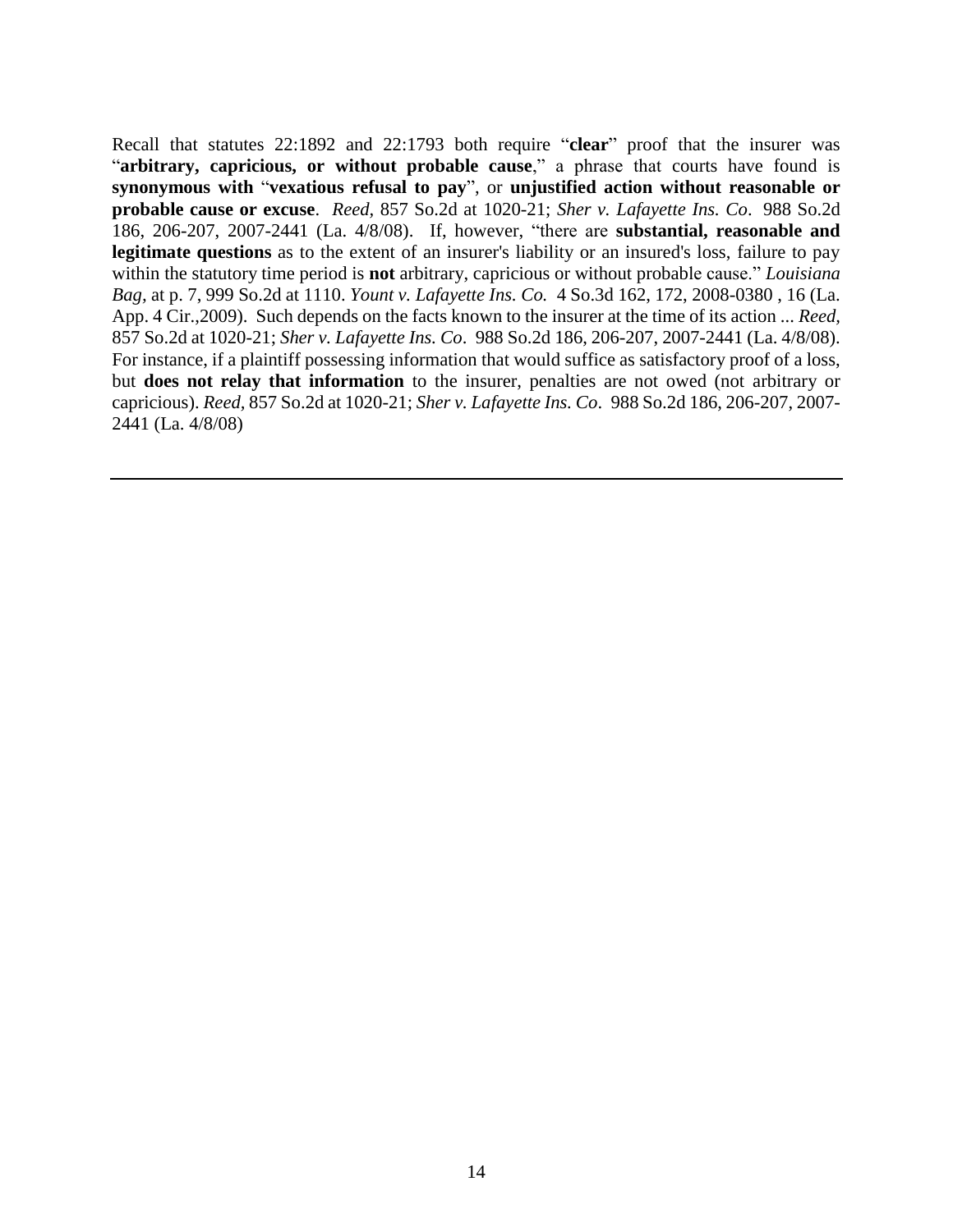Recall that statutes 22:1892 and 22:1793 both require "**clear**" proof that the insurer was "**arbitrary, capricious, or without probable cause**," a phrase that courts have found is **synonymous with** "**vexatious refusal to pay**", or **unjustified action without reasonable or probable cause or excuse**. *Reed*, 857 So.2d at 1020-21; *Sher v. Lafayette Ins. Co*. 988 So.2d 186, 206-207, 2007-2441 (La. 4/8/08). If, however, "there are **substantial, reasonable and legitimate questions** as to the extent of an insurer's liability or an insured's loss, failure to pay within the statutory time period is **not** arbitrary, capricious or without probable cause." *Louisiana Bag*, at p. 7, 999 So.2d at 1110. *Yount v. Lafayette Ins. Co.* 4 So.3d 162, 172, 2008-0380 , 16 (La. App. 4 Cir.,2009). Such depends on the facts known to the insurer at the time of its action ... *Reed*, 857 So.2d at 1020-21; *Sher v. Lafayette Ins. Co*. 988 So.2d 186, 206-207, 2007-2441 (La. 4/8/08). For instance, if a plaintiff possessing information that would suffice as satisfactory proof of a loss, but **does not relay that information** to the insurer, penalties are not owed (not arbitrary or capricious). *Reed,* 857 So.2d at 1020-21; *Sher v. Lafayette Ins. Co*. 988 So.2d 186, 206-207, 2007-2441 (La. 4/8/08)

---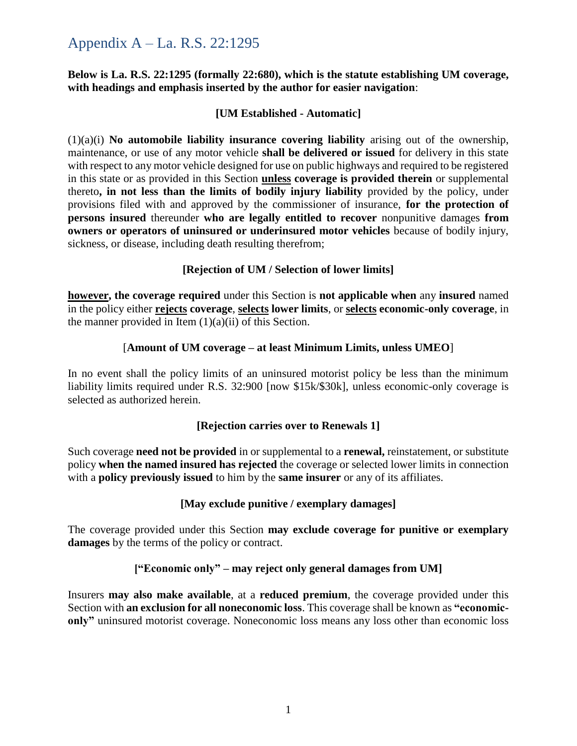# Appendix A – La. R.S. 22:1295

**Below is La. R.S. 22:1295 (formally 22:680), which is the statute establishing UM coverage, with headings and emphasis inserted by the author for easier navigation**:

**[UM Established - Automatic]**

(1)(a)(i) **No automobile liability insurance covering liability** arising out of the ownership, maintenance, or use of any motor vehicle **shall be delivered or issued** for delivery in this state with respect to any motor vehicle designed for use on public highways and required to be registered in this state or as provided in this Section **<u>unless</u> coverage is provided therein** or supplemental thereto**, in not less than the limits of bodily injury liability** provided by the policy, under provisions filed with and approved by the commissioner of insurance, **for the protection of persons insured** thereunder **who are legally entitled to recover** nonpunitive damages **from owners or operators of uninsured or underinsured motor vehicles** because of bodily injury, sickness, or disease, including death resulting therefrom;

**[Rejection of UM / Selection of lower limits]**

**<u>however</u>, the coverage required** under this Section is **not applicable when** any **insured** named in the policy either **<u>rejects</u> coverage**, **<u>selects</u> lower limits**, or **<u>selects</u> economic-only coverage**, in the manner provided in Item (1)(a)(ii) of this Section.

[**Amount of UM coverage – at least Minimum Limits, unless UMEO**]

In no event shall the policy limits of an uninsured motorist policy be less than the minimum liability limits required under R.S. 32:900 [now $15k/$30k], unless economic-only coverage is selected as authorized herein.

**[Rejection carries over to Renewals 1]**

Such coverage **need not be provided** in or supplemental to a **renewal,** reinstatement, or substitute policy **when the named insured has rejected** the coverage or selected lower limits in connection with a **policy previously issued** to him by the **same insurer** or any of its affiliates.

**[May exclude punitive / exemplary damages]**

The coverage provided under this Section **may exclude coverage for punitive or exemplary damages** by the terms of the policy or contract.

**["Economic only" – may reject only general damages from UM]**

Insurers **may also make available**, at a **reduced premium**, the coverage provided under this Section with **an exclusion for all noneconomic loss**. This coverage shall be known as **"economic-only"** uninsured motorist coverage. Noneconomic loss means any loss other than economic loss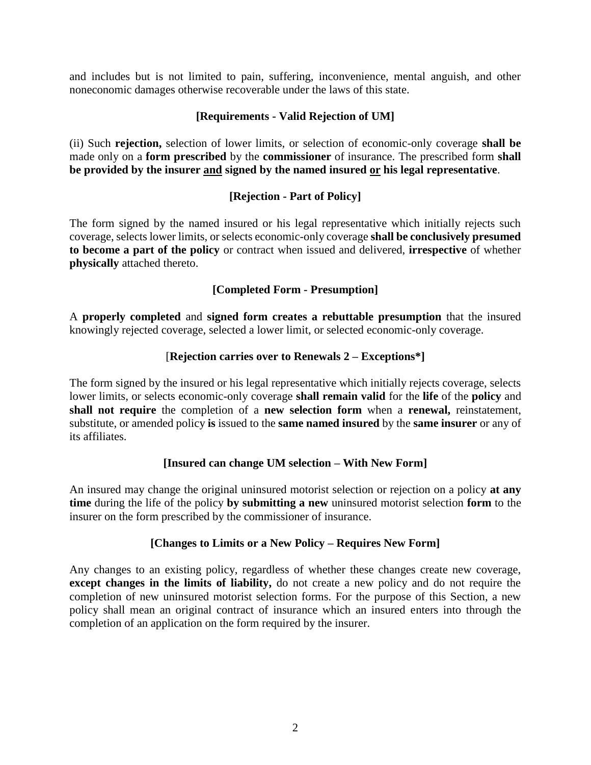and includes but is not limited to pain, suffering, inconvenience, mental anguish, and other noneconomic damages otherwise recoverable under the laws of this state.

**[Requirements - Valid Rejection of UM]**

(ii) Such **rejection,** selection of lower limits, or selection of economic-only coverage **shall be** made only on a **form prescribed** by the **commissioner** of insurance. The prescribed form **shall be provided by the insurer <u>and</u> signed by the named insured <u>or</u> his legal representative**.

**[Rejection - Part of Policy]**

The form signed by the named insured or his legal representative which initially rejects such coverage, selects lower limits, or selects economic-only coverage **shall be conclusively presumed to become a part of the policy** or contract when issued and delivered, **irrespective** of whether **physically** attached thereto.

**[Completed Form - Presumption]**

A **properly completed** and **signed form creates a rebuttable presumption** that the insured knowingly rejected coverage, selected a lower limit, or selected economic-only coverage.

[**Rejection carries over to Renewals 2 – Exceptions*]**

The form signed by the insured or his legal representative which initially rejects coverage, selects lower limits, or selects economic-only coverage **shall remain valid** for the **life** of the **policy** and **shall not require** the completion of a **new selection form** when a **renewal,** reinstatement, substitute, or amended policy **is** issued to the **same named insured** by the **same insurer** or any of its affiliates.

**[Insured can change UM selection – With New Form]**

An insured may change the original uninsured motorist selection or rejection on a policy **at any time** during the life of the policy **by submitting a new** uninsured motorist selection **form** to the insurer on the form prescribed by the commissioner of insurance.

**[Changes to Limits or a New Policy – Requires New Form]**

Any changes to an existing policy, regardless of whether these changes create new coverage, **except changes in the limits of liability,** do not create a new policy and do not require the completion of new uninsured motorist selection forms. For the purpose of this Section, a new policy shall mean an original contract of insurance which an insured enters into through the completion of an application on the form required by the insurer.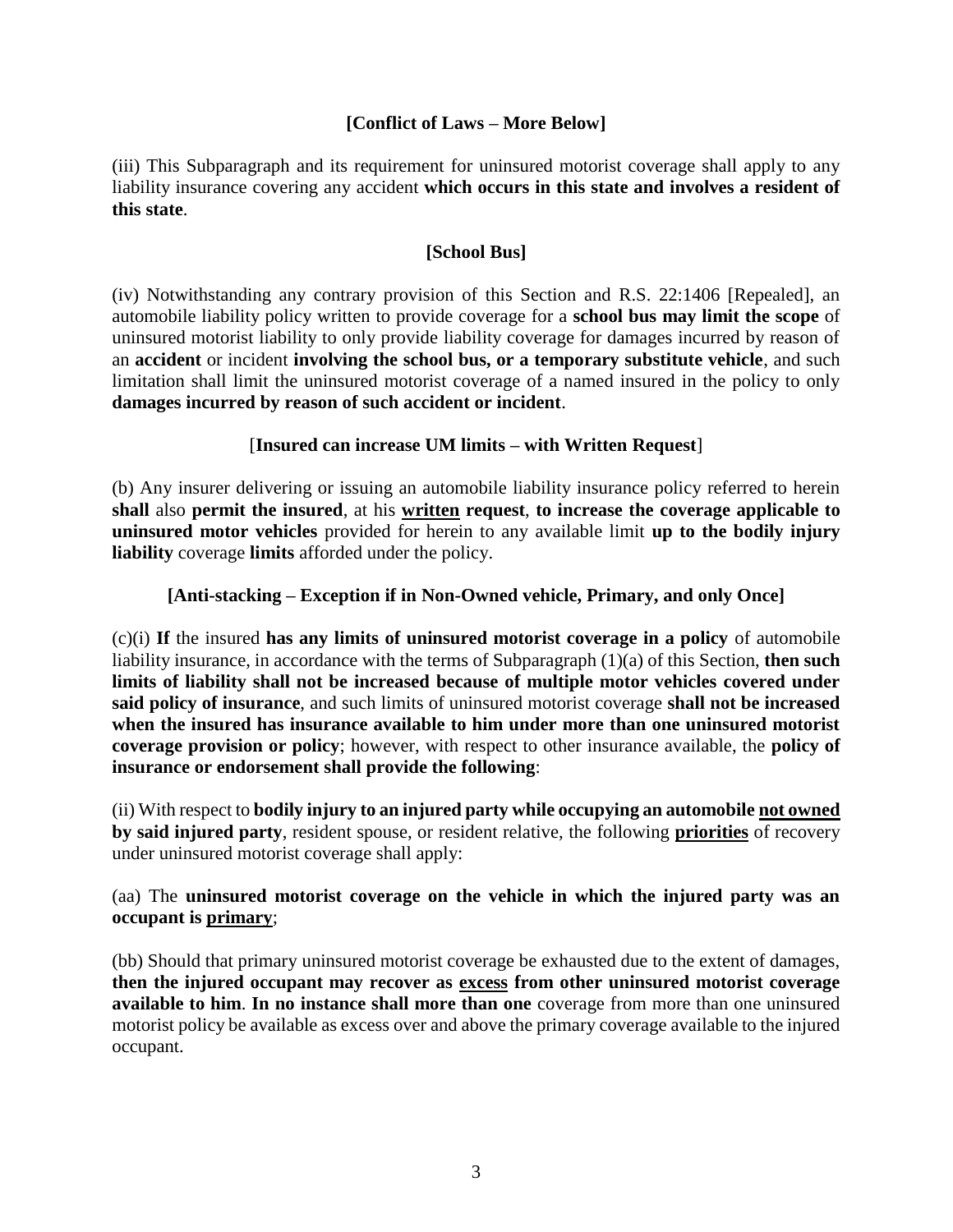**[Conflict of Laws – More Below]**

(iii) This Subparagraph and its requirement for uninsured motorist coverage shall apply to any liability insurance covering any accident **which occurs in this state and involves a resident of this state**.

**[School Bus]**

(iv) Notwithstanding any contrary provision of this Section and R.S. 22:1406 [Repealed], an automobile liability policy written to provide coverage for a **school bus may limit the scope** of uninsured motorist liability to only provide liability coverage for damages incurred by reason of an **accident** or incident **involving the school bus, or a temporary substitute vehicle**, and such limitation shall limit the uninsured motorist coverage of a named insured in the policy to only **damages incurred by reason of such accident or incident**.

[**Insured can increase UM limits – with Written Request**]

(b) Any insurer delivering or issuing an automobile liability insurance policy referred to herein **shall** also **permit the insured**, at his **written request**, **to increase the coverage applicable to uninsured motor vehicles** provided for herein to any available limit **up to the bodily injury liability** coverage **limits** afforded under the policy.

**[Anti-stacking – Exception if in Non-Owned vehicle, Primary, and only Once]**

(c)(i) **If** the insured **has any limits of uninsured motorist coverage in a policy** of automobile liability insurance, in accordance with the terms of Subparagraph (1)(a) of this Section, **then such limits of liability shall not be increased because of multiple motor vehicles covered under said policy of insurance**, and such limits of uninsured motorist coverage **shall not be increased when the insured has insurance available to him under more than one uninsured motorist coverage provision or policy**; however, with respect to other insurance available, the **policy of insurance or endorsement shall provide the following**:

(ii) With respect to **bodily injury to an injured party while occupying an automobile not owned by said injured party**, resident spouse, or resident relative, the following **priorities** of recovery under uninsured motorist coverage shall apply:

(aa) The **uninsured motorist coverage on the vehicle in which the injured party was an occupant is primary**;

(bb) Should that primary uninsured motorist coverage be exhausted due to the extent of damages, **then the injured occupant may recover as excess from other uninsured motorist coverage available to him**. **In no instance shall more than one** coverage from more than one uninsured motorist policy be available as excess over and above the primary coverage available to the injured occupant.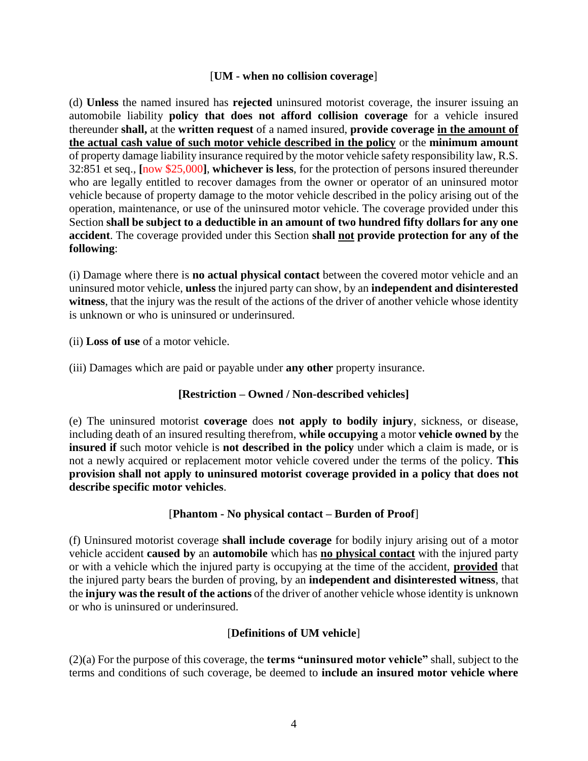**[UM - when no collision coverage]**

(d) **Unless** the named insured has **rejected** uninsured motorist coverage, the insurer issuing an automobile liability **policy that does not afford collision coverage** for a vehicle insured thereunder **shall,** at the **written request** of a named insured, **provide coverage <u>in the amount of the actual cash value of such motor vehicle described in the policy</u>** or the **minimum amount** of property damage liability insurance required by the motor vehicle safety responsibility law, R.S. 32:851 et seq., **[**now $25,000**]**, **whichever is less**, for the protection of persons insured thereunder who are legally entitled to recover damages from the owner or operator of an uninsured motor vehicle because of property damage to the motor vehicle described in the policy arising out of the operation, maintenance, or use of the uninsured motor vehicle. The coverage provided under this Section **shall be subject to a deductible in an amount of two hundred fifty dollars for any one accident**. The coverage provided under this Section **shall <u>not</u> provide protection for any of the following**:

(i) Damage where there is **no actual physical contact** between the covered motor vehicle and an uninsured motor vehicle, **unless** the injured party can show, by an **independent and disinterested witness**, that the injury was the result of the actions of the driver of another vehicle whose identity is unknown or who is uninsured or underinsured.

(ii) **Loss of use** of a motor vehicle.

(iii) Damages which are paid or payable under **any other** property insurance.

**[Restriction – Owned / Non-described vehicles]**

(e) The uninsured motorist **coverage** does **not apply to bodily injury**, sickness, or disease, including death of an insured resulting therefrom, **while occupying** a motor **vehicle owned by** the **insured if** such motor vehicle is **not described in the policy** under which a claim is made, or is not a newly acquired or replacement motor vehicle covered under the terms of the policy. **This provision shall not apply to uninsured motorist coverage provided in a policy that does not describe specific motor vehicles**.

**[Phantom - No physical contact – Burden of Proof]**

(f) Uninsured motorist coverage **shall include coverage** for bodily injury arising out of a motor vehicle accident **caused by** an **automobile** which has **<u>no physical contact</u>** with the injured party or with a vehicle which the injured party is occupying at the time of the accident, **<u>provided</u>** that the injured party bears the burden of proving, by an **independent and disinterested witness**, that the **injury was the result of the actions** of the driver of another vehicle whose identity is unknown or who is uninsured or underinsured.

**[Definitions of UM vehicle]**

(2)(a) For the purpose of this coverage, the **terms "uninsured motor vehicle"** shall, subject to the terms and conditions of such coverage, be deemed to **include an insured motor vehicle where**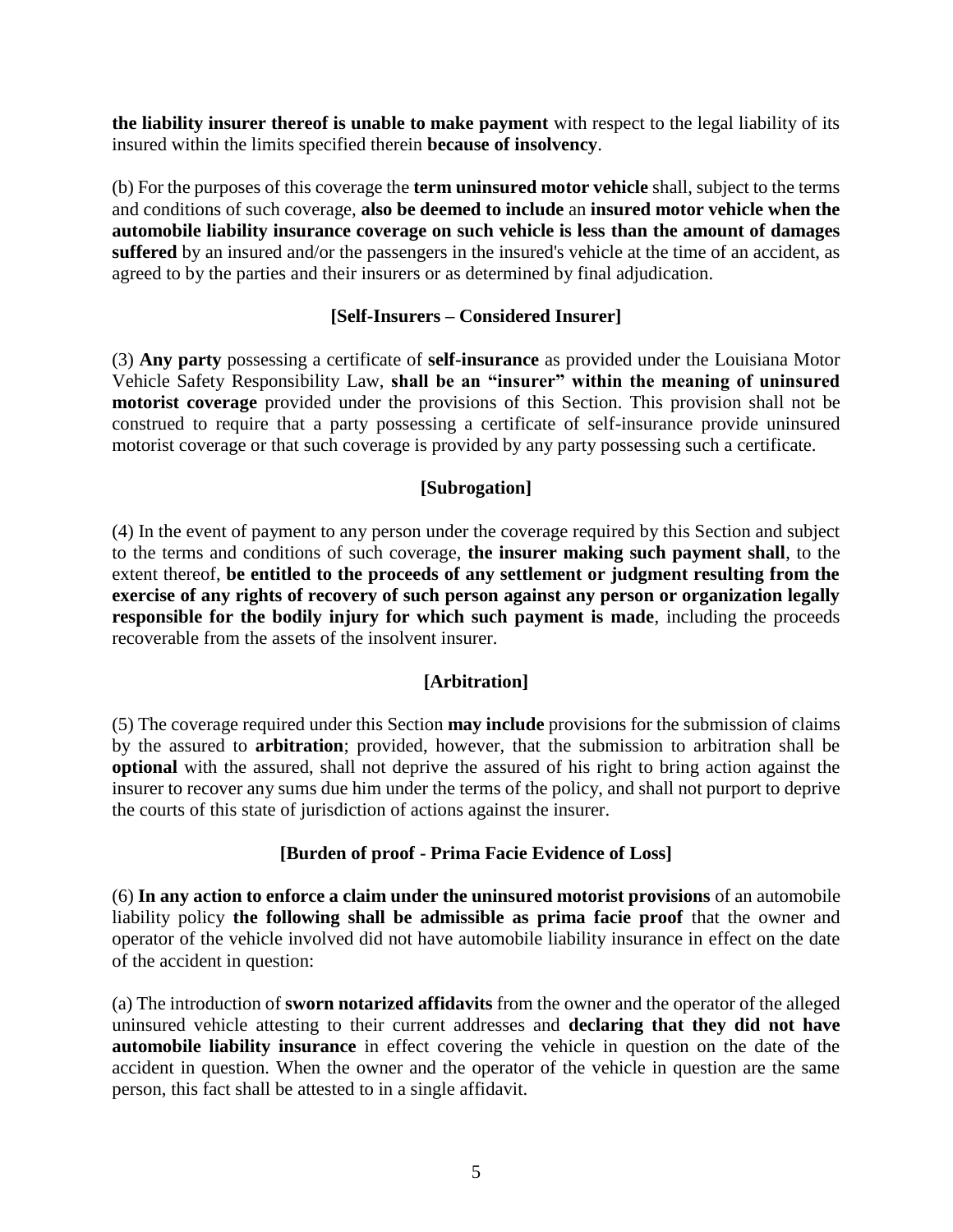**the liability insurer thereof is unable to make payment** with respect to the legal liability of its insured within the limits specified therein **because of insolvency**.

(b) For the purposes of this coverage the **term uninsured motor vehicle** shall, subject to the terms and conditions of such coverage, **also be deemed to include** an **insured motor vehicle when the automobile liability insurance coverage on such vehicle is less than the amount of damages suffered** by an insured and/or the passengers in the insured's vehicle at the time of an accident, as agreed to by the parties and their insurers or as determined by final adjudication.

**[Self-Insurers – Considered Insurer]**

(3) **Any party** possessing a certificate of **self-insurance** as provided under the Louisiana Motor Vehicle Safety Responsibility Law, **shall be an "insurer" within the meaning of uninsured motorist coverage** provided under the provisions of this Section. This provision shall not be construed to require that a party possessing a certificate of self-insurance provide uninsured motorist coverage or that such coverage is provided by any party possessing such a certificate.

**[Subrogation]**

(4) In the event of payment to any person under the coverage required by this Section and subject to the terms and conditions of such coverage, **the insurer making such payment shall**, to the extent thereof, **be entitled to the proceeds of any settlement or judgment resulting from the exercise of any rights of recovery of such person against any person or organization legally responsible for the bodily injury for which such payment is made**, including the proceeds recoverable from the assets of the insolvent insurer.

**[Arbitration]**

(5) The coverage required under this Section **may include** provisions for the submission of claims by the assured to **arbitration**; provided, however, that the submission to arbitration shall be **optional** with the assured, shall not deprive the assured of his right to bring action against the insurer to recover any sums due him under the terms of the policy, and shall not purport to deprive the courts of this state of jurisdiction of actions against the insurer.

**[Burden of proof - Prima Facie Evidence of Loss]**

(6) **In any action to enforce a claim under the uninsured motorist provisions** of an automobile liability policy **the following shall be admissible as prima facie proof** that the owner and operator of the vehicle involved did not have automobile liability insurance in effect on the date of the accident in question:

(a) The introduction of **sworn notarized affidavits** from the owner and the operator of the alleged uninsured vehicle attesting to their current addresses and **declaring that they did not have automobile liability insurance** in effect covering the vehicle in question on the date of the accident in question. When the owner and the operator of the vehicle in question are the same person, this fact shall be attested to in a single affidavit.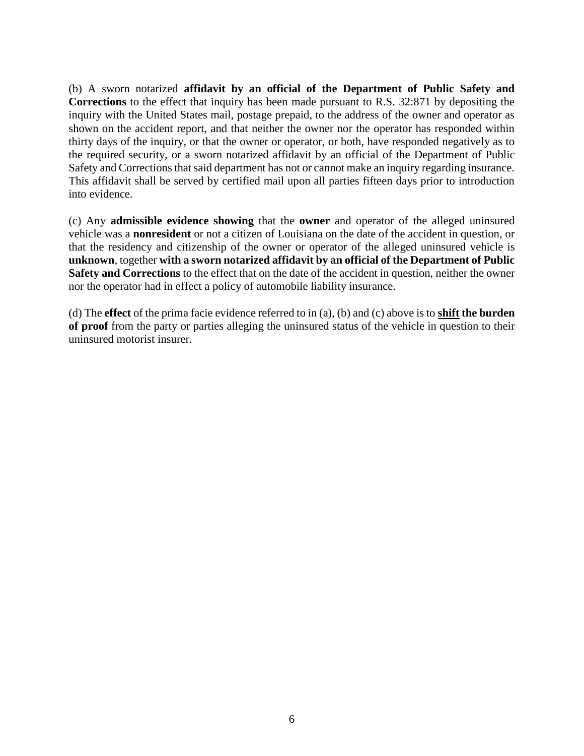(b) A sworn notarized **affidavit by an official of the Department of Public Safety and Corrections** to the effect that inquiry has been made pursuant to R.S. 32:871 by depositing the inquiry with the United States mail, postage prepaid, to the address of the owner and operator as shown on the accident report, and that neither the owner nor the operator has responded within thirty days of the inquiry, or that the owner or operator, or both, have responded negatively as to the required security, or a sworn notarized affidavit by an official of the Department of Public Safety and Corrections that said department has not or cannot make an inquiry regarding insurance. This affidavit shall be served by certified mail upon all parties fifteen days prior to introduction into evidence.

(c) Any **admissible evidence showing** that the **owner** and operator of the alleged uninsured vehicle was a **nonresident** or not a citizen of Louisiana on the date of the accident in question, or that the residency and citizenship of the owner or operator of the alleged uninsured vehicle is **unknown**, together **with a sworn notarized affidavit by an official of the Department of Public Safety and Corrections** to the effect that on the date of the accident in question, neither the owner nor the operator had in effect a policy of automobile liability insurance.

(d) The **effect** of the prima facie evidence referred to in (a), (b) and (c) above is to <u>**shift**</u> **the burden of proof** from the party or parties alleging the uninsured status of the vehicle in question to their uninsured motorist insurer.